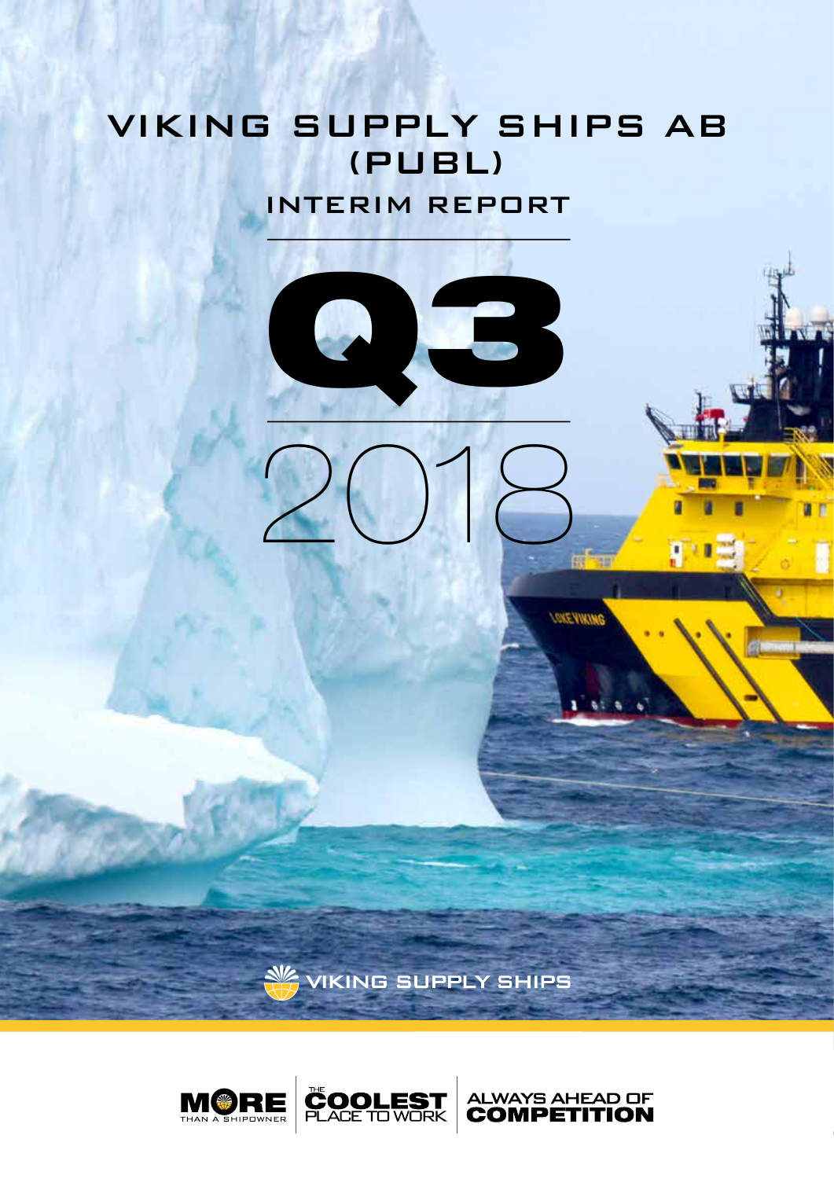# VIKING SUPPLY SHIPS AB (PUBL)

## INTERIM REPORT

# Q3

# 2018

VIKING SUPPLY SHIPS

MORE THAN A SHIPOWNER | THE COOLEST PLACE TO WORK | ALWAYS AHEAD OF COMPETITION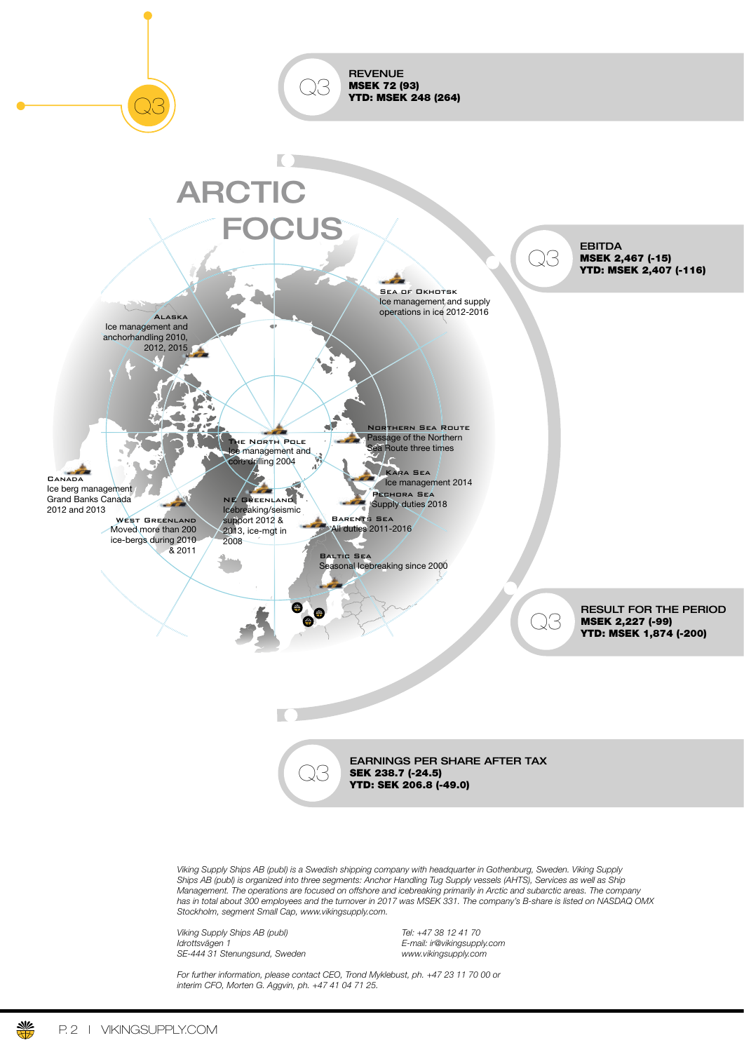## Q3

**REVENUE**
**MSEK 72 (93)**
**YTD: MSEK 248 (264)**

# ARCTIC FOCUS

**Sea of Okhotsk**
Ice management and supply operations in ice 2012-2016

**Alaska**
Ice management and anchorhandling 2010, 2012, 2015

**Northern Sea Route**
Passage of the Northern Sea Route three times

**The North Pole**
Ice management and core drilling 2004

**Kara Sea**
Ice management 2014

**Canada**
Ice berg management Grand Banks Canada 2012 and 2013

**Pechora Sea**
Supply duties 2018

**NE Greenland**
Icebreaking/seismic support 2012 & 2013, ice-mgt in 2008

**West Greenland**
Moved more than 200 ice-bergs during 2010 & 2011

**Barents Sea**
All duties 2011-2016

**Baltic Sea**
Seasonal Icebreaking since 2000

## Q3

**EBITDA**
**MSEK 2,467 (-15)**
**YTD: MSEK 2,407 (-116)**

## Q3

**RESULT FOR THE PERIOD**
**MSEK 2,227 (-99)**
**YTD: MSEK 1,874 (-200)**

## Q3

**EARNINGS PER SHARE AFTER TAX**
**SEK 238.7 (-24.5)**
**YTD: SEK 206.8 (-49.0)**

*Viking Supply Ships AB (publ) is a Swedish shipping company with headquarter in Gothenburg, Sweden. Viking Supply Ships AB (publ) is organized into three segments: Anchor Handling Tug Supply vessels (AHTS), Services as well as Ship Management. The operations are focused on offshore and icebreaking primarily in Arctic and subarctic areas. The company has in total about 300 employees and the turnover in 2017 was MSEK 331. The company's B-share is listed on NASDAQ OMX Stockholm, segment Small Cap, www.vikingsupply.com.*

*Viking Supply Ships AB (publ)*
*Idrottsvägen 1*
*SE-444 31 Stenungsund, Sweden*

*Tel: +47 38 12 41 70*
*E-mail: ir@vikingsupply.com*
*www.vikingsupply.com*

*For further information, please contact CEO, Trond Myklebust, ph. +47 23 11 70 00 or interim CFO, Morten G. Aggvin, ph. +47 41 04 71 25.*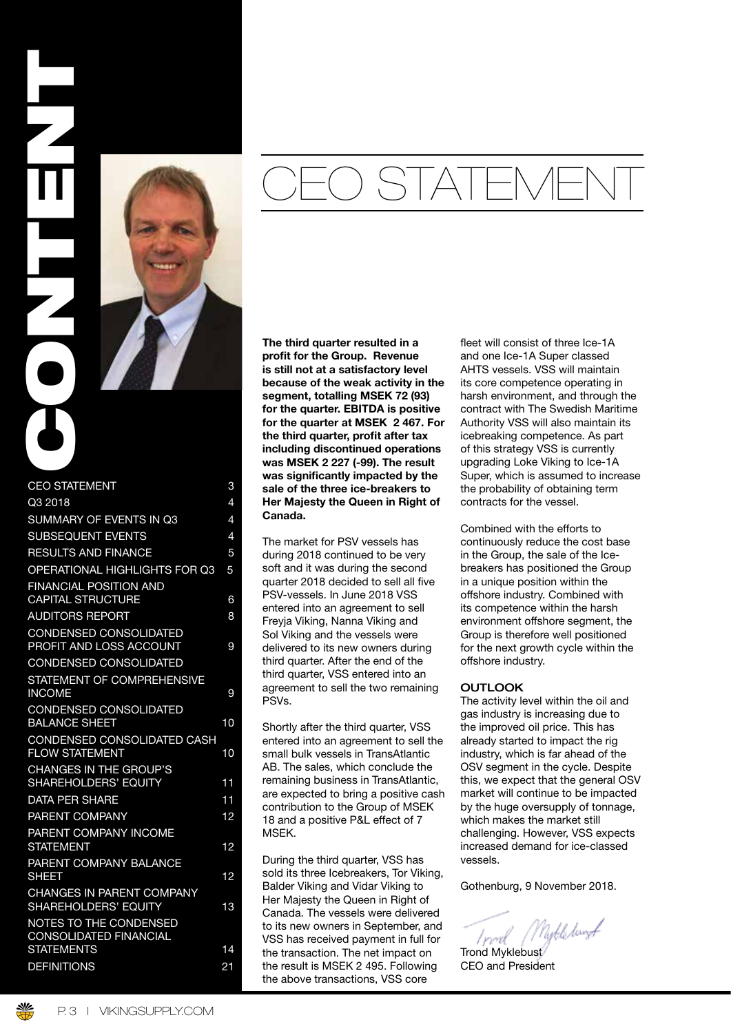# CONTENT

| | |
|---|---|
| CEO STATEMENT | 3 |
| Q3 2018 | 4 |
| SUMMARY OF EVENTS IN Q3 | 4 |
| SUBSEQUENT EVENTS | 4 |
| RESULTS AND FINANCE | 5 |
| OPERATIONAL HIGHLIGHTS FOR Q3 | 5 |
| FINANCIAL POSITION AND CAPITAL STRUCTURE | 6 |
| AUDITORS REPORT | 8 |
| CONDENSED CONSOLIDATED PROFIT AND LOSS ACCOUNT | 9 |
| CONDENSED CONSOLIDATED STATEMENT OF COMPREHENSIVE INCOME | 9 |
| CONDENSED CONSOLIDATED BALANCE SHEET | 10 |
| CONDENSED CONSOLIDATED CASH FLOW STATEMENT | 10 |
| CHANGES IN THE GROUP'S SHAREHOLDERS' EQUITY | 11 |
| DATA PER SHARE | 11 |
| PARENT COMPANY | 12 |
| PARENT COMPANY INCOME STATEMENT | 12 |
| PARENT COMPANY BALANCE SHEET | 12 |
| CHANGES IN PARENT COMPANY SHAREHOLDERS' EQUITY | 13 |
| NOTES TO THE CONDENSED CONSOLIDATED FINANCIAL STATEMENTS | 14 |
| DEFINITIONS | 21 |

# CEO STATEMENT

**The third quarter resulted in a profit for the Group. Revenue is still not at a satisfactory level because of the weak activity in the segment, totalling MSEK 72 (93) for the quarter. EBITDA is positive for the quarter at MSEK 2 467. For the third quarter, profit after tax including discontinued operations was MSEK 2 227 (-99). The result was significantly impacted by the sale of the three ice-breakers to Her Majesty the Queen in Right of Canada.**

The market for PSV vessels has during 2018 continued to be very soft and it was during the second quarter 2018 decided to sell all five PSV-vessels. In June 2018 VSS entered into an agreement to sell Freyja Viking, Nanna Viking and Sol Viking and the vessels were delivered to its new owners during third quarter. After the end of the third quarter, VSS entered into an agreement to sell the two remaining PSVs.

Shortly after the third quarter, VSS entered into an agreement to sell the small bulk vessels in TransAtlantic AB. The sales, which conclude the remaining business in TransAtlantic, are expected to bring a positive cash contribution to the Group of MSEK 18 and a positive P&L effect of 7 MSEK.

During the third quarter, VSS has sold its three Icebreakers, Tor Viking, Balder Viking and Vidar Viking to Her Majesty the Queen in Right of Canada. The vessels were delivered to its new owners in September, and VSS has received payment in full for the transaction. The net impact on the result is MSEK 2 495. Following the above transactions, VSS core fleet will consist of three Ice-1A and one Ice-1A Super classed AHTS vessels. VSS will maintain its core competence operating in harsh environment, and through the contract with The Swedish Maritime Authority VSS will also maintain its icebreaking competence. As part of this strategy VSS is currently upgrading Loke Viking to Ice-1A Super, which is assumed to increase the probability of obtaining term contracts for the vessel.

Combined with the efforts to continuously reduce the cost base in the Group, the sale of the Ice-breakers has positioned the Group in a unique position within the offshore industry. Combined with its competence within the harsh environment offshore segment, the Group is therefore well positioned for the next growth cycle within the offshore industry.

**OUTLOOK**

The activity level within the oil and gas industry is increasing due to the improved oil price. This has already started to impact the rig industry, which is far ahead of the OSV segment in the cycle. Despite this, we expect that the general OSV market will continue to be impacted by the huge oversupply of tonnage, which makes the market still challenging. However, VSS expects increased demand for ice-classed vessels.

Gothenburg, 9 November 2018.

Trond Myklebust
CEO and President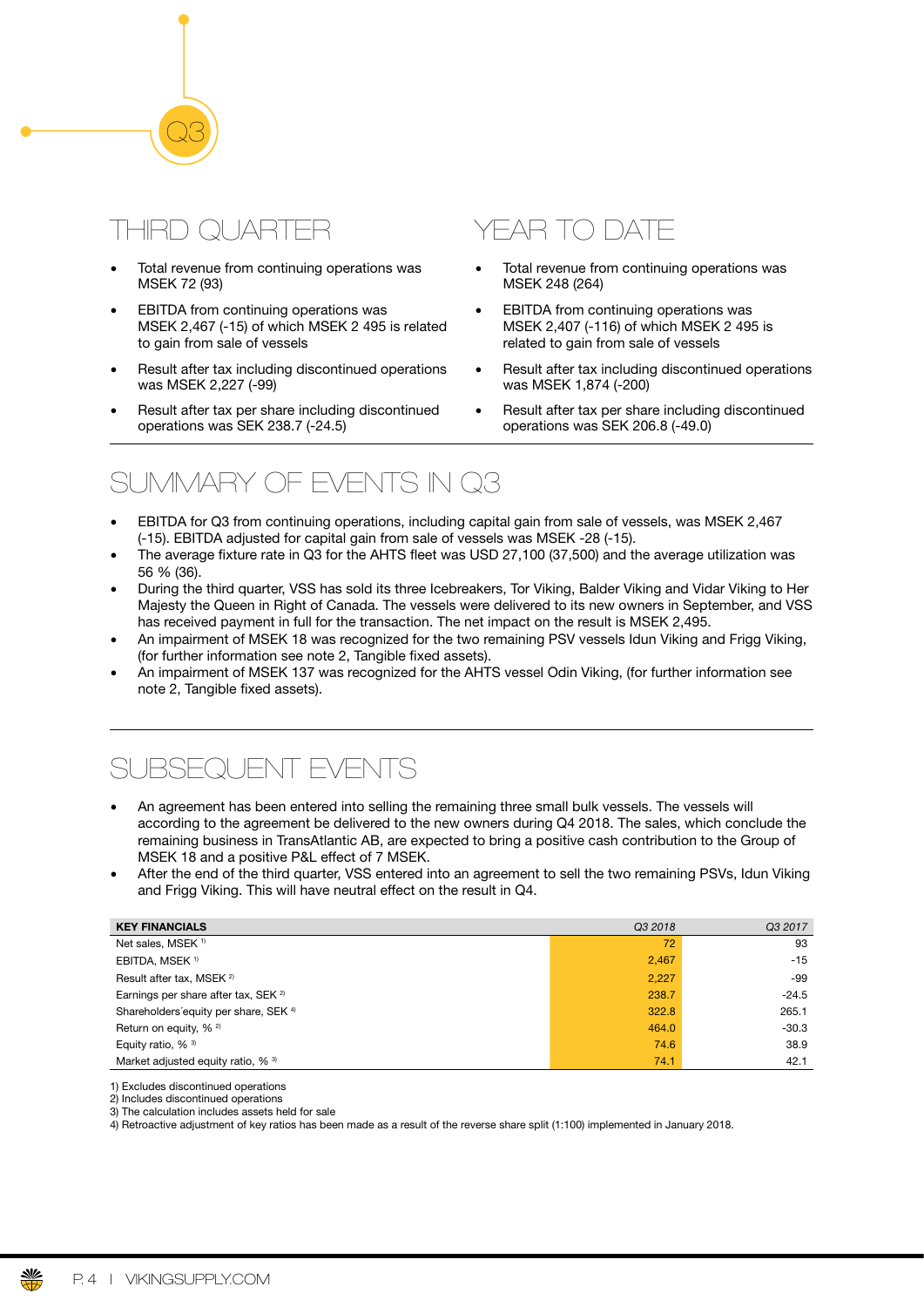Q3

## THIRD QUARTER

- Total revenue from continuing operations was MSEK 72 (93)
- EBITDA from continuing operations was MSEK 2,467 (-15) of which MSEK 2 495 is related to gain from sale of vessels
- Result after tax including discontinued operations was MSEK 2,227 (-99)
- Result after tax per share including discontinued operations was SEK 238.7 (-24.5)

## YEAR TO DATE

- Total revenue from continuing operations was MSEK 248 (264)
- EBITDA from continuing operations was MSEK 2,407 (-116) of which MSEK 2 495 is related to gain from sale of vessels
- Result after tax including discontinued operations was MSEK 1,874 (-200)
- Result after tax per share including discontinued operations was SEK 206.8 (-49.0)

## SUMMARY OF EVENTS IN Q3

- EBITDA for Q3 from continuing operations, including capital gain from sale of vessels, was MSEK 2,467 (-15). EBITDA adjusted for capital gain from sale of vessels was MSEK -28 (-15).
- The average fixture rate in Q3 for the AHTS fleet was USD 27,100 (37,500) and the average utilization was 56 % (36).
- During the third quarter, VSS has sold its three Icebreakers, Tor Viking, Balder Viking and Vidar Viking to Her Majesty the Queen in Right of Canada. The vessels were delivered to its new owners in September, and VSS has received payment in full for the transaction. The net impact on the result is MSEK 2,495.
- An impairment of MSEK 18 was recognized for the two remaining PSV vessels Idun Viking and Frigg Viking, (for further information see note 2, Tangible fixed assets).
- An impairment of MSEK 137 was recognized for the AHTS vessel Odin Viking, (for further information see note 2, Tangible fixed assets).

## SUBSEQUENT EVENTS

- An agreement has been entered into selling the remaining three small bulk vessels. The vessels will according to the agreement be delivered to the new owners during Q4 2018. The sales, which conclude the remaining business in TransAtlantic AB, are expected to bring a positive cash contribution to the Group of MSEK 18 and a positive P&L effect of 7 MSEK.
- After the end of the third quarter, VSS entered into an agreement to sell the two remaining PSVs, Idun Viking and Frigg Viking. This will have neutral effect on the result in Q4.

| KEY FINANCIALS | *Q3 2018* | *Q3 2017* |
|---|---|---|
| Net sales, MSEK [1] | 72 | 93 |
| EBITDA, MSEK [1] | 2,467 | -15 |
| Result after tax, MSEK [2] | 2,227 | -99 |
| Earnings per share after tax, SEK [2] | 238.7 | -24.5 |
| Shareholders´equity per share, SEK [4] | 322.8 | 265.1 |
| Return on equity, % [2] | 464.0 | -30.3 |
| Equity ratio, % [3] | 74.6 | 38.9 |
| Market adjusted equity ratio, % [3] | 74.1 | 42.1 |

1) Excludes discontinued operations
2) Includes discontinued operations
3) The calculation includes assets held for sale
4) Retroactive adjustment of key ratios has been made as a result of the reverse share split (1:100) implemented in January 2018.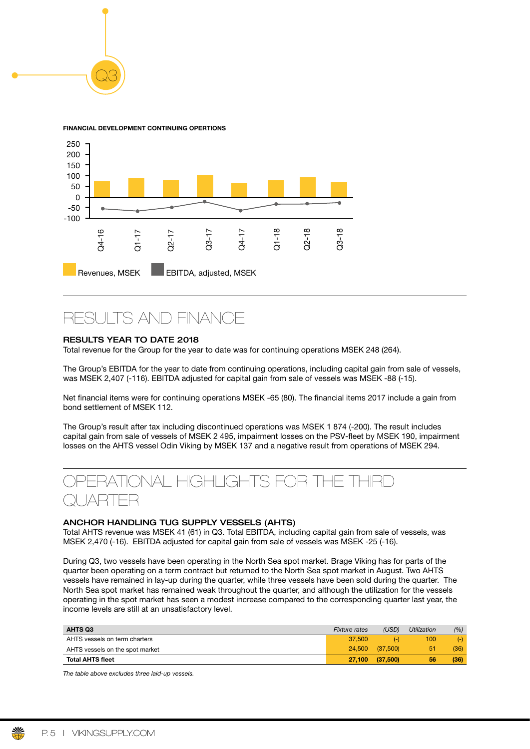Q3

**FINANCIAL DEVELOPMENT CONTINUING OPERTIONS**

Revenues, MSEK | EBITDA, adjusted, MSEK

Q4-16, Q1-17, Q2-17, Q3-17, Q4-17, Q1-18, Q2-18, Q3-18

# RESULTS AND FINANCE

### RESULTS YEAR TO DATE 2018

Total revenue for the Group for the year to date was for continuing operations MSEK 248 (264).

The Group's EBITDA for the year to date from continuing operations, including capital gain from sale of vessels, was MSEK 2,407 (-116). EBITDA adjusted for capital gain from sale of vessels was MSEK -88 (-15).

Net financial items were for continuing operations MSEK -65 (80). The financial items 2017 include a gain from bond settlement of MSEK 112.

The Group's result after tax including discontinued operations was MSEK 1 874 (-200). The result includes capital gain from sale of vessels of MSEK 2 495, impairment losses on the PSV-fleet by MSEK 190, impairment losses on the AHTS vessel Odin Viking by MSEK 137 and a negative result from operations of MSEK 294.

# OPERATIONAL HIGHLIGHTS FOR THE THIRD QUARTER

### ANCHOR HANDLING TUG SUPPLY VESSELS (AHTS)

Total AHTS revenue was MSEK 41 (61) in Q3. Total EBITDA, including capital gain from sale of vessels, was MSEK 2,470 (-16). EBITDA adjusted for capital gain from sale of vessels was MSEK -25 (-16).

During Q3, two vessels have been operating in the North Sea spot market. Brage Viking has for parts of the quarter been operating on a term contract but returned to the North Sea spot market in August. Two AHTS vessels have remained in lay-up during the quarter, while three vessels have been sold during the quarter. The North Sea spot market has remained weak throughout the quarter, and although the utilization for the vessels operating in the spot market has seen a modest increase compared to the corresponding quarter last year, the income levels are still at an unsatisfactory level.

| AHTS Q3 | *Fixture rates* | *(USD)* | *Utilization* | *(%)* |
|---|---|---|---|---|
| AHTS vessels on term charters | 37,500 | (-) | 100 | (-) |
| AHTS vessels on the spot market | 24,500 | (37,500) | 51 | (36) |
| **Total AHTS fleet** | **27,100** | **(37,500)** | **56** | **(36)** |

*The table above excludes three laid-up vessels.*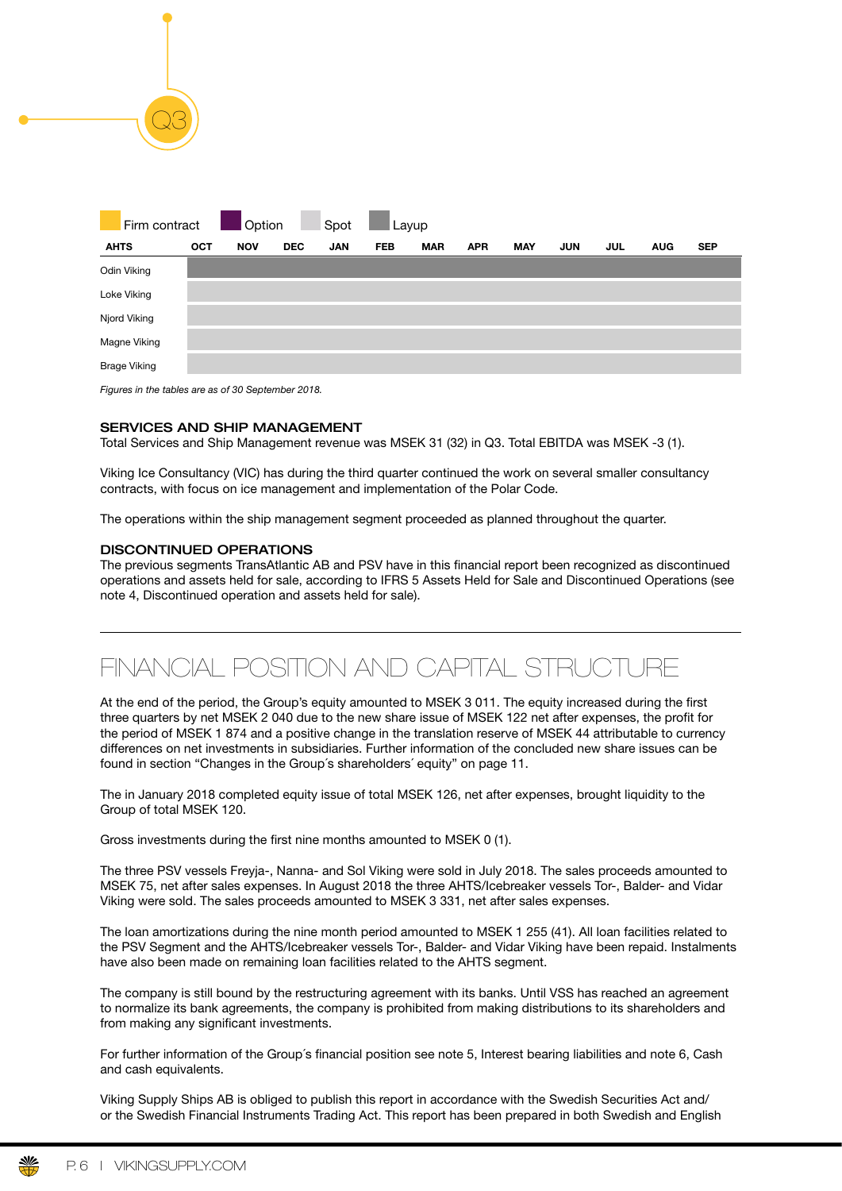Firm contract | Option | Spot | Layup

| AHTS | OCT | NOV | DEC | JAN | FEB | MAR | APR | MAY | JUN | JUL | AUG | SEP |
|---|---|---|---|---|---|---|---|---|---|---|---|---|
| Odin Viking | Layup | Layup | Layup | Layup | Layup | Layup | Layup | Layup | Layup | Layup | Layup | Layup |
| Loke Viking | Spot | Spot | Spot | Spot | Spot | Spot | Spot | Spot | Spot | Spot | Spot | Spot |
| Njord Viking | Spot | Spot | Spot | Spot | Spot | Spot | Spot | Spot | Spot | Spot | Spot | Spot |
| Magne Viking | Spot | Spot | Spot | Spot | Spot | Spot | Spot | Spot | Spot | Spot | Spot | Spot |
| Brage Viking | Spot | Spot | Spot | Spot | Spot | Spot | Spot | Spot | Spot | Spot | Spot | Spot |

*Figures in the tables are as of 30 September 2018.*

### SERVICES AND SHIP MANAGEMENT

Total Services and Ship Management revenue was MSEK 31 (32) in Q3. Total EBITDA was MSEK -3 (1).

Viking Ice Consultancy (VIC) has during the third quarter continued the work on several smaller consultancy contracts, with focus on ice management and implementation of the Polar Code.

The operations within the ship management segment proceeded as planned throughout the quarter.

### DISCONTINUED OPERATIONS

The previous segments TransAtlantic AB and PSV have in this financial report been recognized as discontinued operations and assets held for sale, according to IFRS 5 Assets Held for Sale and Discontinued Operations (see note 4, Discontinued operation and assets held for sale).

## FINANCIAL POSITION AND CAPITAL STRUCTURE

At the end of the period, the Group's equity amounted to MSEK 3 011. The equity increased during the first three quarters by net MSEK 2 040 due to the new share issue of MSEK 122 net after expenses, the profit for the period of MSEK 1 874 and a positive change in the translation reserve of MSEK 44 attributable to currency differences on net investments in subsidiaries. Further information of the concluded new share issues can be found in section "Changes in the Group´s shareholders´ equity" on page 11.

The in January 2018 completed equity issue of total MSEK 126, net after expenses, brought liquidity to the Group of total MSEK 120.

Gross investments during the first nine months amounted to MSEK 0 (1).

The three PSV vessels Freyja-, Nanna- and Sol Viking were sold in July 2018. The sales proceeds amounted to MSEK 75, net after sales expenses. In August 2018 the three AHTS/Icebreaker vessels Tor-, Balder- and Vidar Viking were sold. The sales proceeds amounted to MSEK 3 331, net after sales expenses.

The loan amortizations during the nine month period amounted to MSEK 1 255 (41). All loan facilities related to the PSV Segment and the AHTS/Icebreaker vessels Tor-, Balder- and Vidar Viking have been repaid. Instalments have also been made on remaining loan facilities related to the AHTS segment.

The company is still bound by the restructuring agreement with its banks. Until VSS has reached an agreement to normalize its bank agreements, the company is prohibited from making distributions to its shareholders and from making any significant investments.

For further information of the Group´s financial position see note 5, Interest bearing liabilities and note 6, Cash and cash equivalents.

Viking Supply Ships AB is obliged to publish this report in accordance with the Swedish Securities Act and/or the Swedish Financial Instruments Trading Act. This report has been prepared in both Swedish and English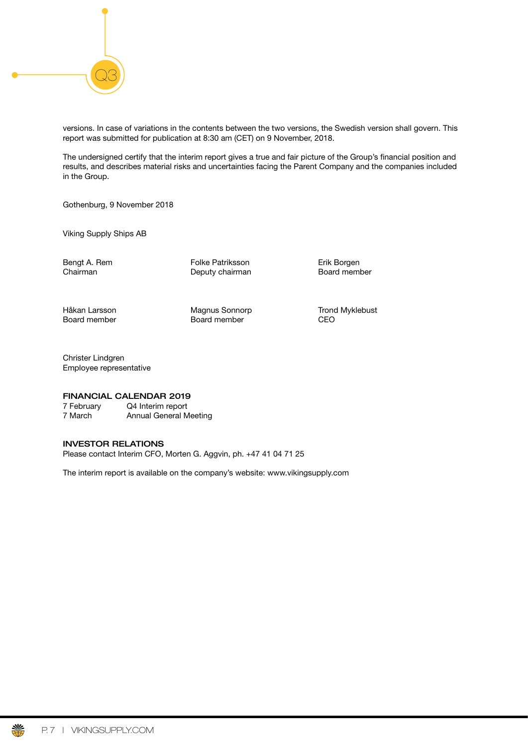versions. In case of variations in the contents between the two versions, the Swedish version shall govern. This report was submitted for publication at 8:30 am (CET) on 9 November, 2018.

The undersigned certify that the interim report gives a true and fair picture of the Group's financial position and results, and describes material risks and uncertainties facing the Parent Company and the companies included in the Group.

Gothenburg, 9 November 2018

Viking Supply Ships AB

| | | |
|---|---|---|
| Bengt A. Rem<br>Chairman | Folke Patriksson<br>Deputy chairman | Erik Borgen<br>Board member |
| Håkan Larsson<br>Board member | Magnus Sonnorp<br>Board member | Trond Myklebust<br>CEO |
| Christer Lindgren<br>Employee representative | | |

**FINANCIAL CALENDAR 2019**

| | |
|---|---|
| 7 February | Q4 Interim report |
| 7 March | Annual General Meeting |

**INVESTOR RELATIONS**

Please contact Interim CFO, Morten G. Aggvin, ph. +47 41 04 71 25

The interim report is available on the company's website: www.vikingsupply.com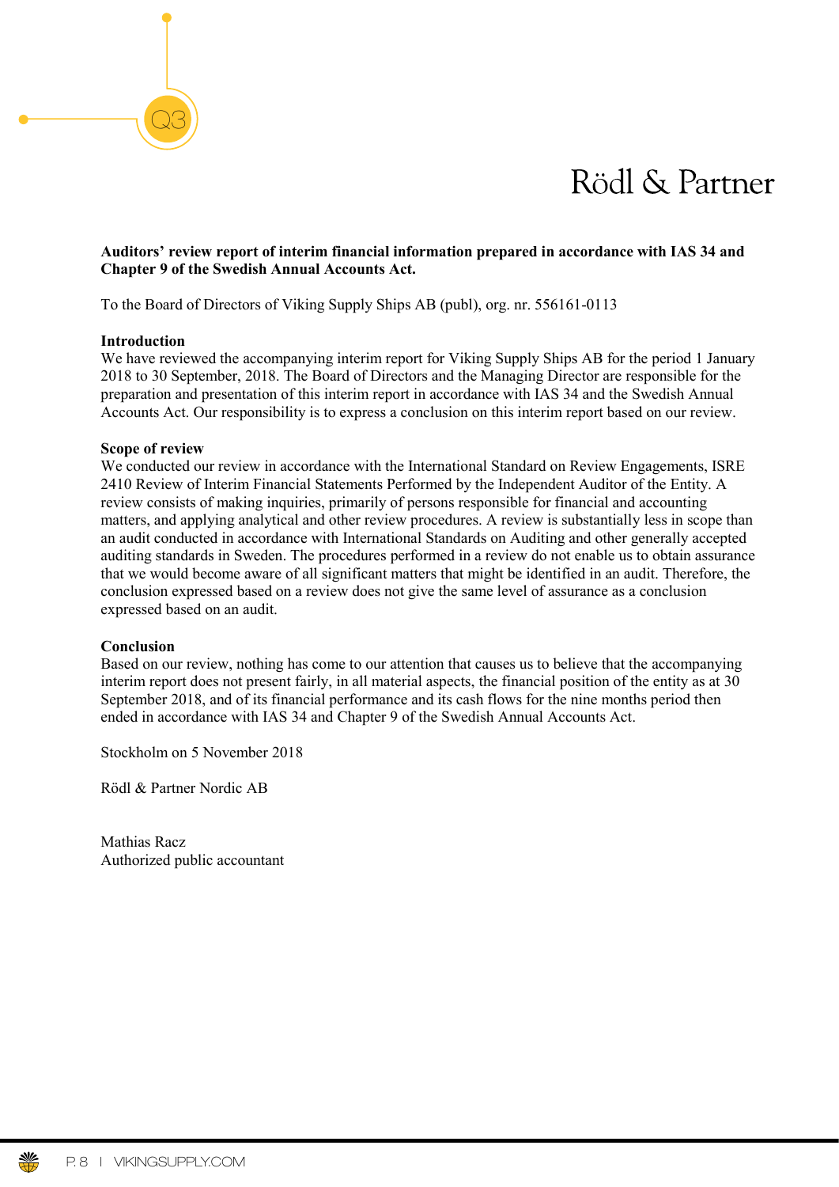Rödl & Partner

**Auditors' review report of interim financial information prepared in accordance with IAS 34 and Chapter 9 of the Swedish Annual Accounts Act.**

To the Board of Directors of Viking Supply Ships AB (publ), org. nr. 556161-0113

**Introduction**

We have reviewed the accompanying interim report for Viking Supply Ships AB for the period 1 January 2018 to 30 September, 2018. The Board of Directors and the Managing Director are responsible for the preparation and presentation of this interim report in accordance with IAS 34 and the Swedish Annual Accounts Act. Our responsibility is to express a conclusion on this interim report based on our review.

**Scope of review**

We conducted our review in accordance with the International Standard on Review Engagements, ISRE 2410 Review of Interim Financial Statements Performed by the Independent Auditor of the Entity. A review consists of making inquiries, primarily of persons responsible for financial and accounting matters, and applying analytical and other review procedures. A review is substantially less in scope than an audit conducted in accordance with International Standards on Auditing and other generally accepted auditing standards in Sweden. The procedures performed in a review do not enable us to obtain assurance that we would become aware of all significant matters that might be identified in an audit. Therefore, the conclusion expressed based on a review does not give the same level of assurance as a conclusion expressed based on an audit.

**Conclusion**

Based on our review, nothing has come to our attention that causes us to believe that the accompanying interim report does not present fairly, in all material aspects, the financial position of the entity as at 30 September 2018, and of its financial performance and its cash flows for the nine months period then ended in accordance with IAS 34 and Chapter 9 of the Swedish Annual Accounts Act.

Stockholm on 5 November 2018

Rödl & Partner Nordic AB

Mathias Racz
Authorized public accountant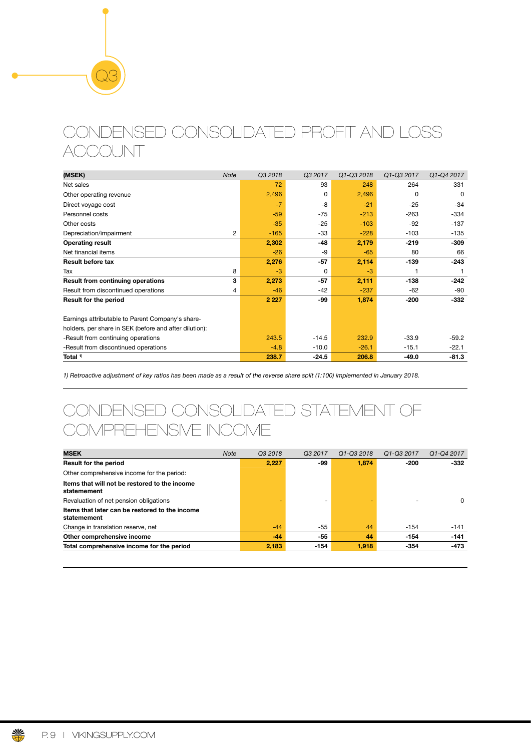# CONDENSED CONSOLIDATED PROFIT AND LOSS ACCOUNT

| (MSEK) | Note | Q3 2018 | Q3 2017 | Q1-Q3 2018 | Q1-Q3 2017 | Q1-Q4 2017 |
|---|---|---|---|---|---|---|
| Net sales | | 72 | 93 | 248 | 264 | 331 |
| Other operating revenue | | 2,496 | 0 | 2,496 | 0 | 0 |
| Direct voyage cost | | -7 | -8 | -21 | -25 | -34 |
| Personnel costs | | -59 | -75 | -213 | -263 | -334 |
| Other costs | | -35 | -25 | -103 | -92 | -137 |
| Depreciation/impairment | 2 | -165 | -33 | -228 | -103 | -135 |
| **Operating result** | | **2,302** | **-48** | **2,179** | **-219** | **-309** |
| Net financial items | | -26 | -9 | -65 | 80 | 66 |
| **Result before tax** | | **2,276** | **-57** | **2,114** | **-139** | **-243** |
| Tax | 8 | -3 | 0 | -3 | 1 | 1 |
| **Result from continuing operations** | **3** | **2,273** | **-57** | **2,111** | **-138** | **-242** |
| Result from discontinued operations | 4 | -46 | -42 | -237 | -62 | -90 |
| **Result for the period** | | **2 227** | **-99** | **1,874** | **-200** | **-332** |
| | | | | | | |
| Earnings attributable to Parent Company's share-holders, per share in SEK (before and after dilution): | | | | | | |
| -Result from continuing operations | | 243.5 | -14.5 | 232.9 | -33.9 | -59.2 |
| -Result from discontinued operations | | -4.8 | -10.0 | -26.1 | -15.1 | -22.1 |
| **Total** [1] | | **238.7** | **-24.5** | **206.8** | **-49.0** | **-81.3** |

*1) Retroactive adjustment of key ratios has been made as a result of the reverse share split (1:100) implemented in January 2018.*

# CONDENSED CONSOLIDATED STATEMENT OF COMPREHENSIVE INCOME

| MSEK | Note | Q3 2018 | Q3 2017 | Q1-Q3 2018 | Q1-Q3 2017 | Q1-Q4 2017 |
|---|---|---|---|---|---|---|
| **Result for the period** | | **2,227** | **-99** | **1,874** | **-200** | **-332** |
| Other comprehensive income for the period: | | | | | | |
| **Items that will not be restored to the income statement** | | | | | | |
| Revaluation of net pension obligations | | - | - | - | - | 0 |
| **Items that later can be restored to the income statement** | | | | | | |
| Change in translation reserve, net | | -44 | -55 | 44 | -154 | -141 |
| **Other comprehensive income** | | **-44** | **-55** | **44** | **-154** | **-141** |
| **Total comprehensive income for the period** | | **2,183** | **-154** | **1,918** | **-354** | **-473** |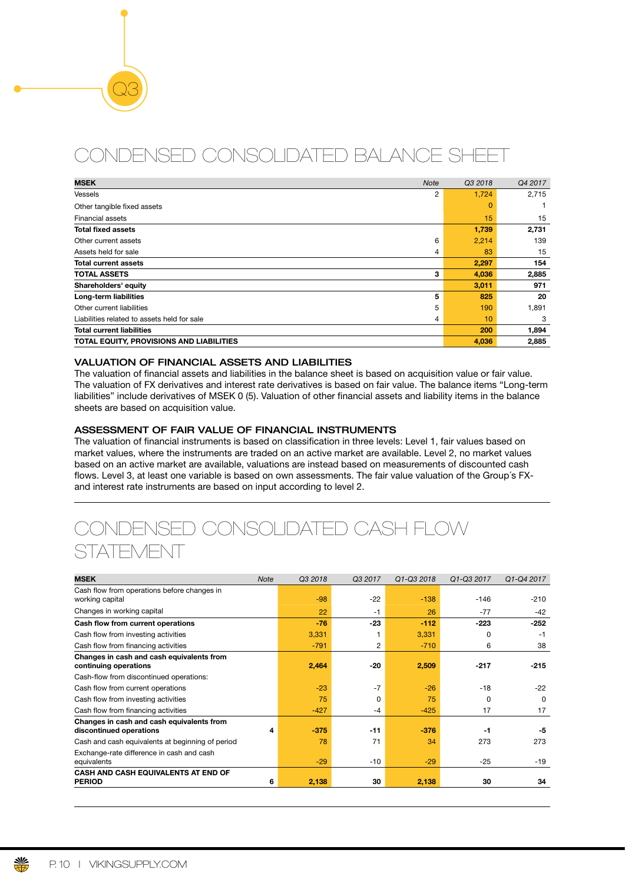# CONDENSED CONSOLIDATED BALANCE SHEET

| MSEK | Note | Q3 2018 | Q4 2017 |
|---|---|---|---|
| Vessels | 2 | 1,724 | 2,715 |
| Other tangible fixed assets | | 0 | 1 |
| Financial assets | | 15 | 15 |
| **Total fixed assets** | | **1,739** | **2,731** |
| Other current assets | 6 | 2,214 | 139 |
| Assets held for sale | 4 | 83 | 15 |
| **Total current assets** | | **2,297** | **154** |
| **TOTAL ASSETS** | **3** | **4,036** | **2,885** |
| **Shareholders' equity** | | **3,011** | **971** |
| **Long-term liabilities** | **5** | **825** | **20** |
| Other current liabilities | 5 | 190 | 1,891 |
| Liabilities related to assets held for sale | 4 | 10 | 3 |
| **Total current liabilities** | | **200** | **1,894** |
| **TOTAL EQUITY, PROVISIONS AND LIABILITIES** | | **4,036** | **2,885** |

### VALUATION OF FINANCIAL ASSETS AND LIABILITIES

The valuation of financial assets and liabilities in the balance sheet is based on acquisition value or fair value. The valuation of FX derivatives and interest rate derivatives is based on fair value. The balance items "Long-term liabilities" include derivatives of MSEK 0 (5). Valuation of other financial assets and liability items in the balance sheets are based on acquisition value.

### ASSESSMENT OF FAIR VALUE OF FINANCIAL INSTRUMENTS

The valuation of financial instruments is based on classification in three levels: Level 1, fair values based on market values, where the instruments are traded on an active market are available. Level 2, no market values based on an active market are available, valuations are instead based on measurements of discounted cash flows. Level 3, at least one variable is based on own assessments. The fair value valuation of the Group´s FX- and interest rate instruments are based on input according to level 2.

# CONDENSED CONSOLIDATED CASH FLOW STATEMENT

| MSEK | Note | Q3 2018 | Q3 2017 | Q1-Q3 2018 | Q1-Q3 2017 | Q1-Q4 2017 |
|---|---|---|---|---|---|---|
| Cash flow from operations before changes in working capital | | -98 | -22 | -138 | -146 | -210 |
| Changes in working capital | | 22 | -1 | 26 | -77 | -42 |
| **Cash flow from current operations** | | **-76** | **-23** | **-112** | **-223** | **-252** |
| Cash flow from investing activities | | 3,331 | 1 | 3,331 | 0 | -1 |
| Cash flow from financing activities | | -791 | 2 | -710 | 6 | 38 |
| **Changes in cash and cash equivalents from continuing operations** | | **2,464** | **-20** | **2,509** | **-217** | **-215** |
| Cash-flow from discontinued operations: | | | | | | |
| Cash flow from current operations | | -23 | -7 | -26 | -18 | -22 |
| Cash flow from investing activities | | 75 | 0 | 75 | 0 | 0 |
| Cash flow from financing activities | | -427 | -4 | -425 | 17 | 17 |
| **Changes in cash and cash equivalents from discontinued operations** | **4** | **-375** | **-11** | **-376** | **-1** | **-5** |
| Cash and cash equivalents at beginning of period | | 78 | 71 | 34 | 273 | 273 |
| Exchange-rate difference in cash and cash equivalents | | -29 | -10 | -29 | -25 | -19 |
| **CASH AND CASH EQUIVALENTS AT END OF PERIOD** | **6** | **2,138** | **30** | **2,138** | **30** | **34** |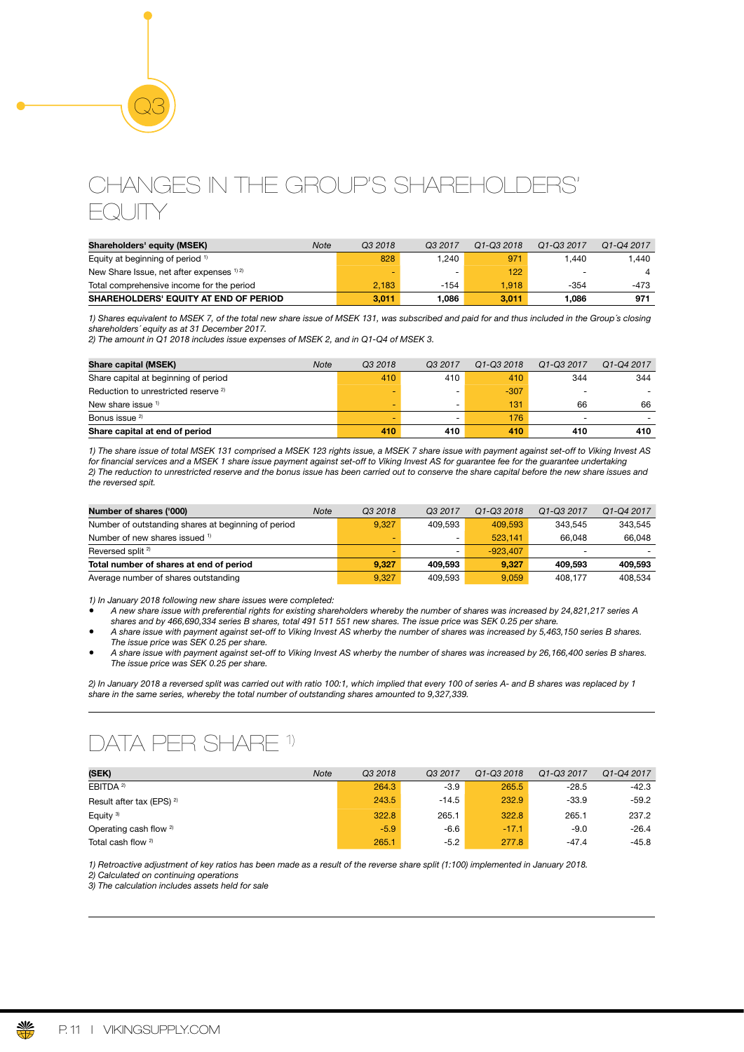## CHANGES IN THE GROUP'S SHAREHOLDERS' EQUITY

| Shareholders' equity (MSEK) | Note | Q3 2018 | Q3 2017 | Q1-Q3 2018 | Q1-Q3 2017 | Q1-Q4 2017 |
|---|---|---|---|---|---|---|
| Equity at beginning of period [1] | | 828 | 1,240 | 971 | 1,440 | 1,440 |
| New Share Issue, net after expenses [1) 2)] | | - | - | 122 | - | 4 |
| Total comprehensive income for the period | | 2,183 | -154 | 1,918 | -354 | -473 |
| **SHAREHOLDERS' EQUITY AT END OF PERIOD** | | **3,011** | **1,086** | **3,011** | **1,086** | **971** |

*1) Shares equivalent to MSEK 7, of the total new share issue of MSEK 131, was subscribed and paid for and thus included in the Group´s closing shareholders´ equity as at 31 December 2017.*
*2) The amount in Q1 2018 includes issue expenses of MSEK 2, and in Q1-Q4 of MSEK 3.*

| Share capital (MSEK) | Note | Q3 2018 | Q3 2017 | Q1-Q3 2018 | Q1-Q3 2017 | Q1-Q4 2017 |
|---|---|---|---|---|---|---|
| Share capital at beginning of period | | 410 | 410 | 410 | 344 | 344 |
| Reduction to unrestricted reserve [2] | | - | - | -307 | - | - |
| New share issue [1] | | - | - | 131 | 66 | 66 |
| Bonus issue [2] | | - | - | 176 | - | - |
| **Share capital at end of period** | | **410** | **410** | **410** | **410** | **410** |

*1) The share issue of total MSEK 131 comprised a MSEK 123 rights issue, a MSEK 7 share issue with payment against set-off to Viking Invest AS for financial services and a MSEK 1 share issue payment against set-off to Viking Invest AS for guarantee fee for the guarantee undertaking*
*2) The reduction to unrestricted reserve and the bonus issue has been carried out to conserve the share capital before the new share issues and the reversed spit.*

| Number of shares ('000) | Note | Q3 2018 | Q3 2017 | Q1-Q3 2018 | Q1-Q3 2017 | Q1-Q4 2017 |
|---|---|---|---|---|---|---|
| Number of outstanding shares at beginning of period | | 9,327 | 409,593 | 409,593 | 343,545 | 343,545 |
| Number of new shares issued [1] | | - | - | 523,141 | 66,048 | 66,048 |
| Reversed split [2] | | - | - | -923,407 | - | - |
| **Total number of shares at end of period** | | **9,327** | **409,593** | **9,327** | **409,593** | **409,593** |
| Average number of shares outstanding | | 9,327 | 409,593 | 9,059 | 408,177 | 408,534 |

*1) In January 2018 following new share issues were completed:*

- *A new share issue with preferential rights for existing shareholders whereby the number of shares was increased by 24,821,217 series A shares and by 466,690,334 series B shares, total 491 511 551 new shares. The issue price was SEK 0.25 per share.*
- *A share issue with payment against set-off to Viking Invest AS wherby the number of shares was increased by 5,463,150 series B shares. The issue price was SEK 0.25 per share.*
- *A share issue with payment against set-off to Viking Invest AS wherby the number of shares was increased by 26,166,400 series B shares. The issue price was SEK 0.25 per share.*

*2) In January 2018 a reversed split was carried out with ratio 100:1, which implied that every 100 of series A- and B shares was replaced by 1 share in the same series, whereby the total number of outstanding shares amounted to 9,327,339.*

## DATA PER SHARE [1]

| (SEK) | Note | Q3 2018 | Q3 2017 | Q1-Q3 2018 | Q1-Q3 2017 | Q1-Q4 2017 |
|---|---|---|---|---|---|---|
| EBITDA [2] | | 264.3 | -3.9 | 265.5 | -28.5 | -42.3 |
| Result after tax (EPS) [2] | | 243.5 | -14.5 | 232.9 | -33.9 | -59.2 |
| Equity [3] | | 322.8 | 265.1 | 322.8 | 265.1 | 237.2 |
| Operating cash flow [2] | | -5.9 | -6.6 | -17.1 | -9.0 | -26.4 |
| Total cash flow [2] | | 265.1 | -5.2 | 277.8 | -47.4 | -45.8 |

*1) Retroactive adjustment of key ratios has been made as a result of the reverse share split (1:100) implemented in January 2018.*
*2) Calculated on continuing operations*
*3) The calculation includes assets held for sale*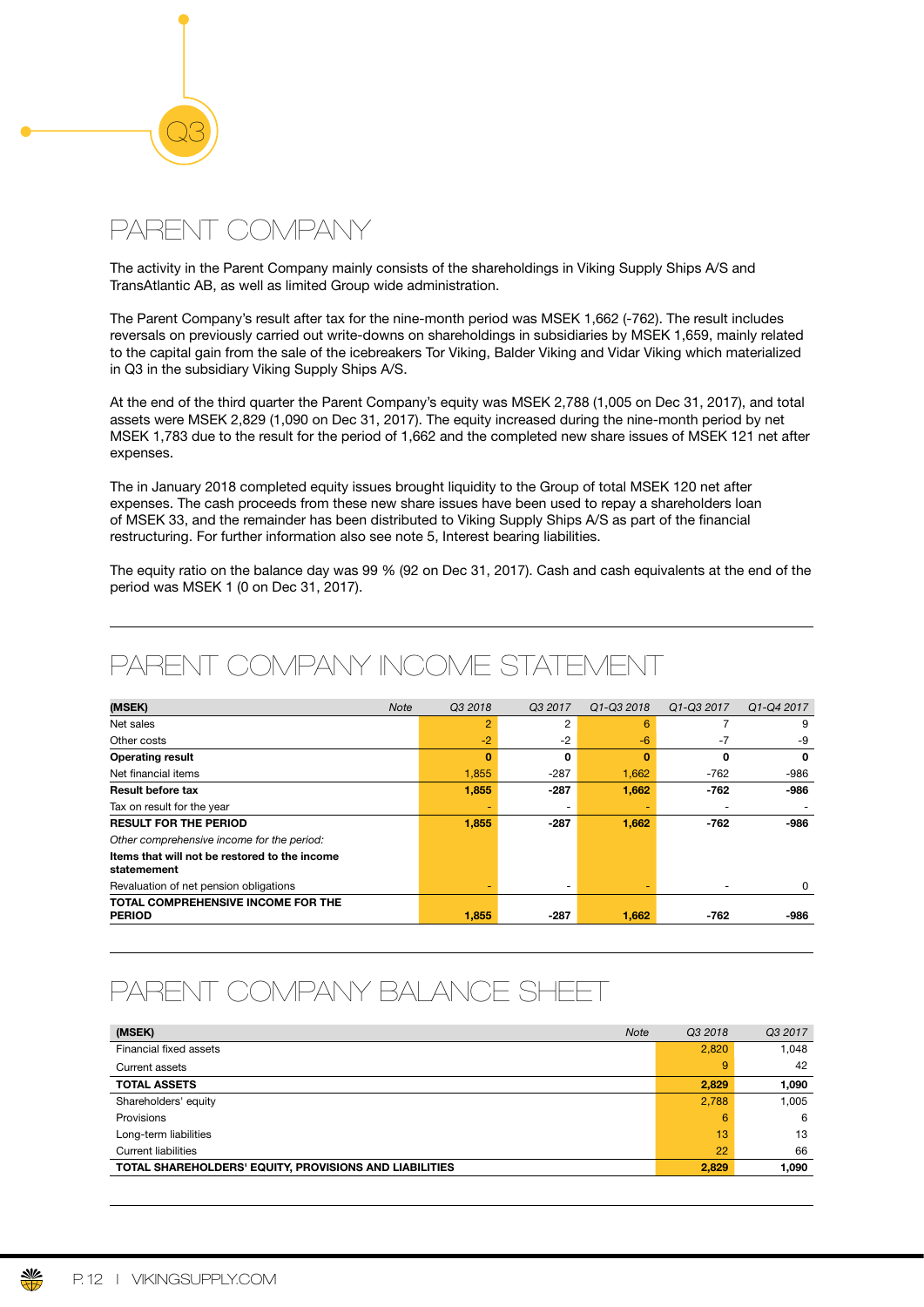# PARENT COMPANY

The activity in the Parent Company mainly consists of the shareholdings in Viking Supply Ships A/S and TransAtlantic AB, as well as limited Group wide administration.

The Parent Company's result after tax for the nine-month period was MSEK 1,662 (-762). The result includes reversals on previously carried out write-downs on shareholdings in subsidiaries by MSEK 1,659, mainly related to the capital gain from the sale of the icebreakers Tor Viking, Balder Viking and Vidar Viking which materialized in Q3 in the subsidiary Viking Supply Ships A/S.

At the end of the third quarter the Parent Company's equity was MSEK 2,788 (1,005 on Dec 31, 2017), and total assets were MSEK 2,829 (1,090 on Dec 31, 2017). The equity increased during the nine-month period by net MSEK 1,783 due to the result for the period of 1,662 and the completed new share issues of MSEK 121 net after expenses.

The in January 2018 completed equity issues brought liquidity to the Group of total MSEK 120 net after expenses. The cash proceeds from these new share issues have been used to repay a shareholders loan of MSEK 33, and the remainder has been distributed to Viking Supply Ships A/S as part of the financial restructuring. For further information also see note 5, Interest bearing liabilities.

The equity ratio on the balance day was 99 % (92 on Dec 31, 2017). Cash and cash equivalents at the end of the period was MSEK 1 (0 on Dec 31, 2017).

# PARENT COMPANY INCOME STATEMENT

| (MSEK) | Note | Q3 2018 | Q3 2017 | Q1-Q3 2018 | Q1-Q3 2017 | Q1-Q4 2017 |
|---|---|---|---|---|---|---|
| Net sales | | 2 | 2 | 6 | 7 | 9 |
| Other costs | | -2 | -2 | -6 | -7 | -9 |
| **Operating result** | | **0** | **0** | **0** | **0** | **0** |
| Net financial items | | 1,855 | -287 | 1,662 | -762 | -986 |
| **Result before tax** | | **1,855** | **-287** | **1,662** | **-762** | **-986** |
| Tax on result for the year | | - | - | - | - | - |
| **RESULT FOR THE PERIOD** | | **1,855** | **-287** | **1,662** | **-762** | **-986** |
| *Other comprehensive income for the period:* | | | | | | |
| **Items that will not be restored to the income statement** | | | | | | |
| Revaluation of net pension obligations | | - | - | - | - | 0 |
| **TOTAL COMPREHENSIVE INCOME FOR THE PERIOD** | | **1,855** | **-287** | **1,662** | **-762** | **-986** |

# PARENT COMPANY BALANCE SHEET

| (MSEK) | Note | Q3 2018 | Q3 2017 |
|---|---|---|---|
| Financial fixed assets | | 2,820 | 1,048 |
| Current assets | | 9 | 42 |
| **TOTAL ASSETS** | | **2,829** | **1,090** |
| Shareholders' equity | | 2,788 | 1,005 |
| Provisions | | 6 | 6 |
| Long-term liabilities | | 13 | 13 |
| Current liabilities | | 22 | 66 |
| **TOTAL SHAREHOLDERS' EQUITY, PROVISIONS AND LIABILITIES** | | **2,829** | **1,090** |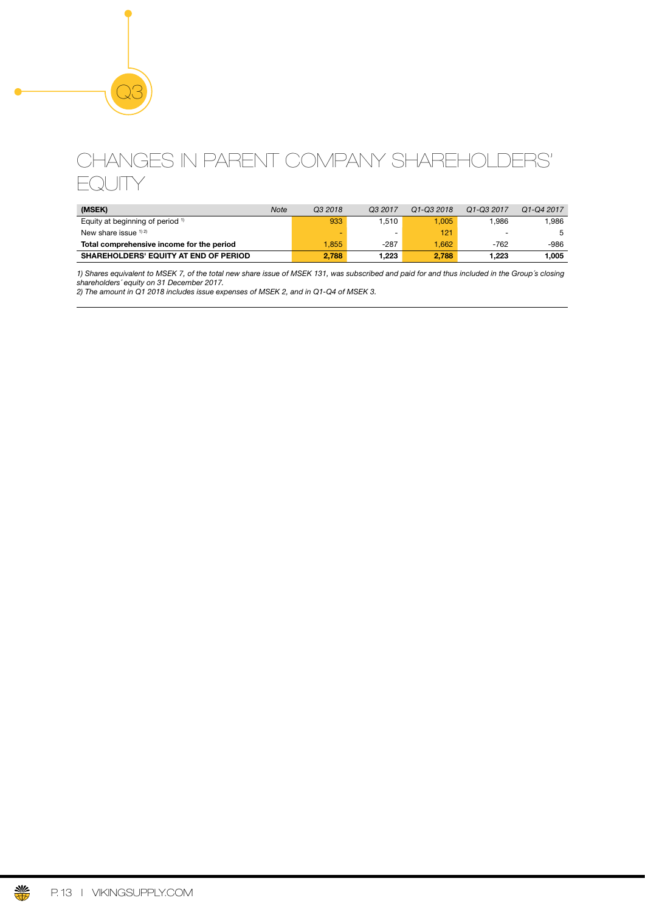# CHANGES IN PARENT COMPANY SHAREHOLDERS' EQUITY

| (MSEK) | Note | Q3 2018 | Q3 2017 | Q1-Q3 2018 | Q1-Q3 2017 | Q1-Q4 2017 |
|---|---|---|---|---|---|---|
| Equity at beginning of period [1] | | 933 | 1,510 | 1,005 | 1,986 | 1,986 |
| New share issue [1] [2] | | - | - | 121 | - | 5 |
| **Total comprehensive income for the period** | | 1,855 | -287 | 1,662 | -762 | -986 |
| **SHAREHOLDERS' EQUITY AT END OF PERIOD** | | **2,788** | **1,223** | **2,788** | **1,223** | **1,005** |

*1) Shares equivalent to MSEK 7, of the total new share issue of MSEK 131, was subscribed and paid for and thus included in the Group´s closing shareholders´ equity on 31 December 2017.*
*2) The amount in Q1 2018 includes issue expenses of MSEK 2, and in Q1-Q4 of MSEK 3.*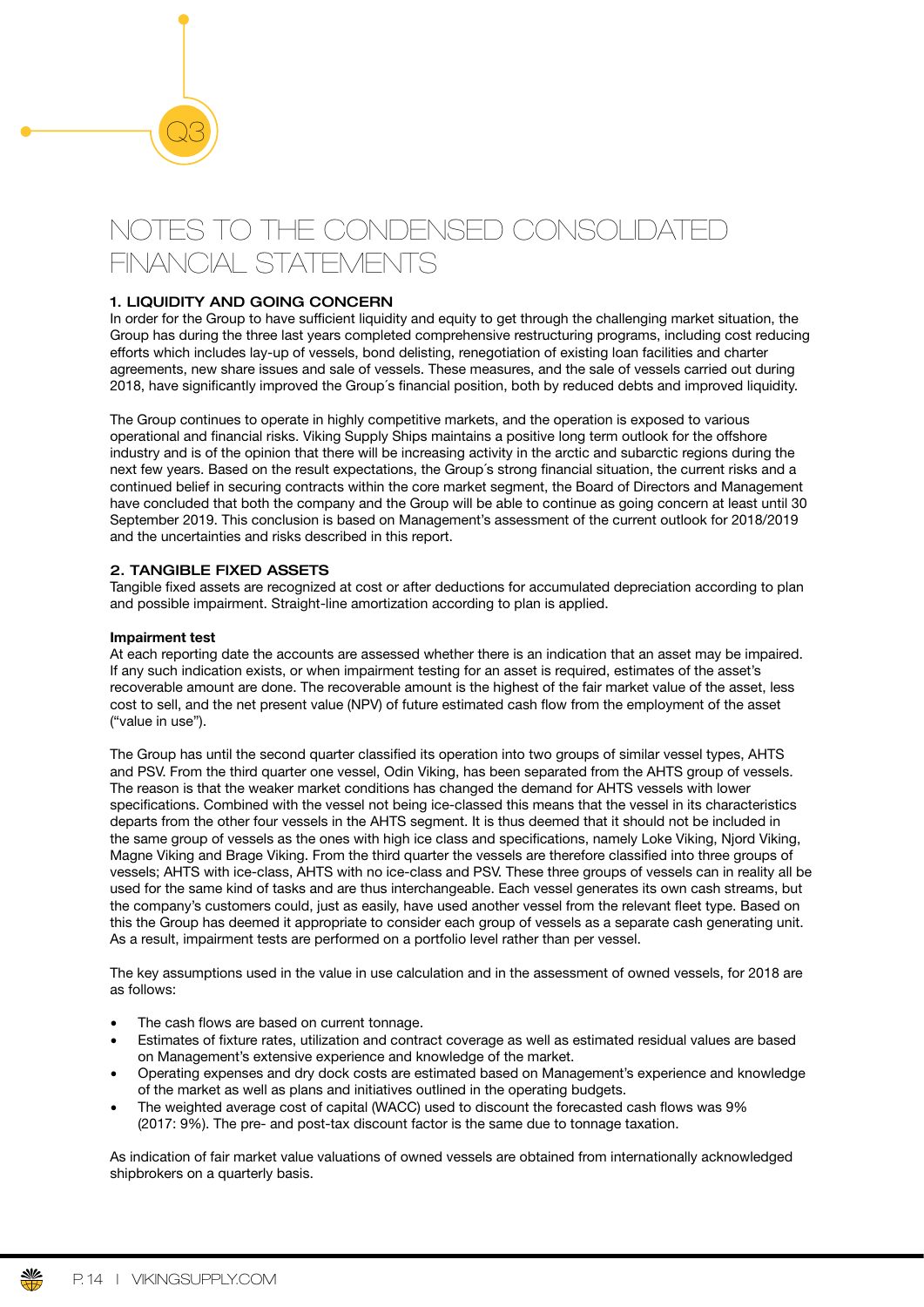# NOTES TO THE CONDENSED CONSOLIDATED FINANCIAL STATEMENTS

## 1. LIQUIDITY AND GOING CONCERN

In order for the Group to have sufficient liquidity and equity to get through the challenging market situation, the Group has during the three last years completed comprehensive restructuring programs, including cost reducing efforts which includes lay-up of vessels, bond delisting, renegotiation of existing loan facilities and charter agreements, new share issues and sale of vessels. These measures, and the sale of vessels carried out during 2018, have significantly improved the Group´s financial position, both by reduced debts and improved liquidity.

The Group continues to operate in highly competitive markets, and the operation is exposed to various operational and financial risks. Viking Supply Ships maintains a positive long term outlook for the offshore industry and is of the opinion that there will be increasing activity in the arctic and subarctic regions during the next few years. Based on the result expectations, the Group´s strong financial situation, the current risks and a continued belief in securing contracts within the core market segment, the Board of Directors and Management have concluded that both the company and the Group will be able to continue as going concern at least until 30 September 2019. This conclusion is based on Management's assessment of the current outlook for 2018/2019 and the uncertainties and risks described in this report.

## 2. TANGIBLE FIXED ASSETS

Tangible fixed assets are recognized at cost or after deductions for accumulated depreciation according to plan and possible impairment. Straight-line amortization according to plan is applied.

### Impairment test

At each reporting date the accounts are assessed whether there is an indication that an asset may be impaired. If any such indication exists, or when impairment testing for an asset is required, estimates of the asset's recoverable amount are done. The recoverable amount is the highest of the fair market value of the asset, less cost to sell, and the net present value (NPV) of future estimated cash flow from the employment of the asset ("value in use").

The Group has until the second quarter classified its operation into two groups of similar vessel types, AHTS and PSV. From the third quarter one vessel, Odin Viking, has been separated from the AHTS group of vessels. The reason is that the weaker market conditions has changed the demand for AHTS vessels with lower specifications. Combined with the vessel not being ice-classed this means that the vessel in its characteristics departs from the other four vessels in the AHTS segment. It is thus deemed that it should not be included in the same group of vessels as the ones with high ice class and specifications, namely Loke Viking, Njord Viking, Magne Viking and Brage Viking. From the third quarter the vessels are therefore classified into three groups of vessels; AHTS with ice-class, AHTS with no ice-class and PSV. These three groups of vessels can in reality all be used for the same kind of tasks and are thus interchangeable. Each vessel generates its own cash streams, but the company's customers could, just as easily, have used another vessel from the relevant fleet type. Based on this the Group has deemed it appropriate to consider each group of vessels as a separate cash generating unit. As a result, impairment tests are performed on a portfolio level rather than per vessel.

The key assumptions used in the value in use calculation and in the assessment of owned vessels, for 2018 are as follows:

- The cash flows are based on current tonnage.
- Estimates of fixture rates, utilization and contract coverage as well as estimated residual values are based on Management's extensive experience and knowledge of the market.
- Operating expenses and dry dock costs are estimated based on Management's experience and knowledge of the market as well as plans and initiatives outlined in the operating budgets.
- The weighted average cost of capital (WACC) used to discount the forecasted cash flows was 9% (2017: 9%). The pre- and post-tax discount factor is the same due to tonnage taxation.

As indication of fair market value valuations of owned vessels are obtained from internationally acknowledged shipbrokers on a quarterly basis.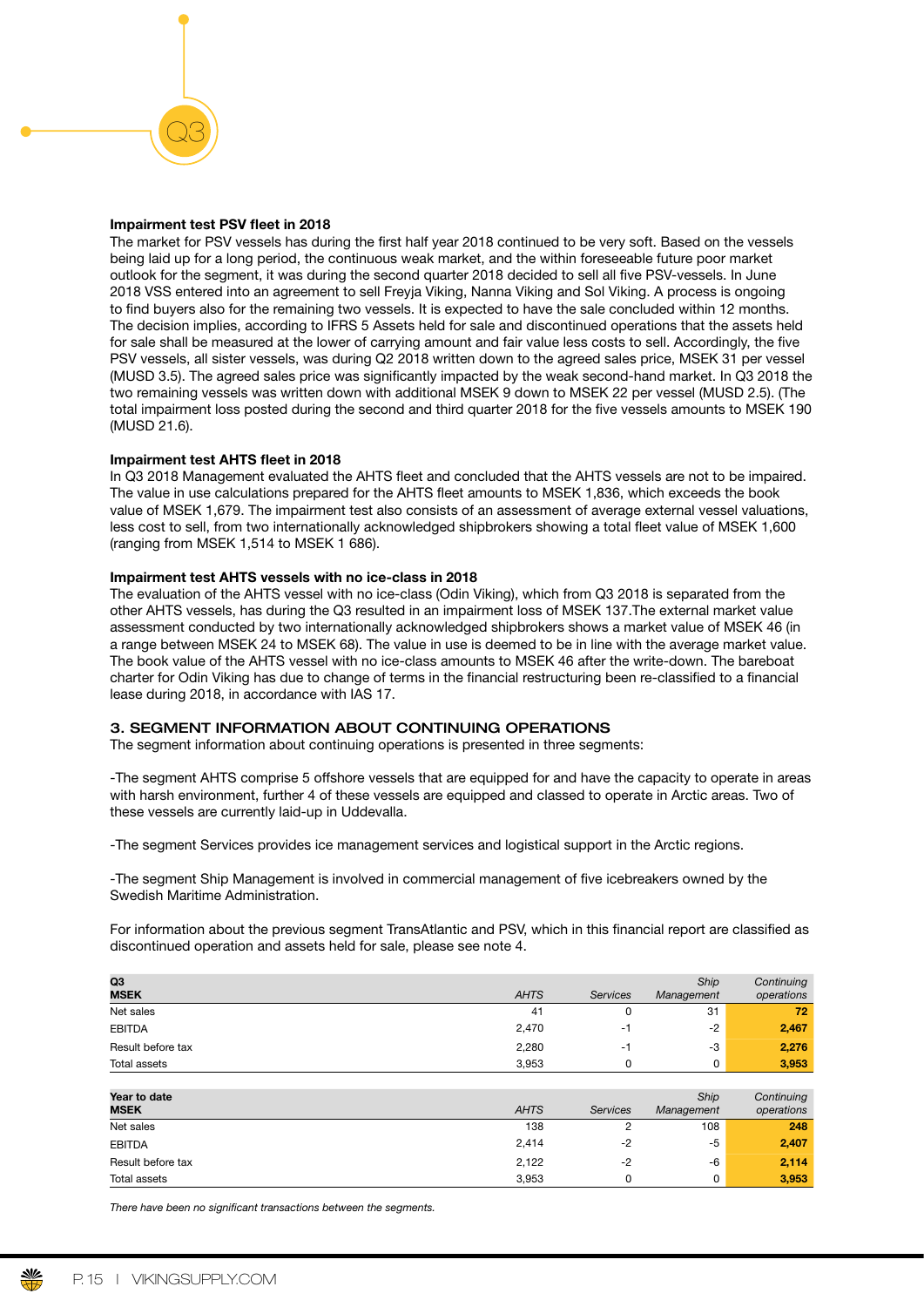### Impairment test PSV fleet in 2018

The market for PSV vessels has during the first half year 2018 continued to be very soft. Based on the vessels being laid up for a long period, the continuous weak market, and the within foreseeable future poor market outlook for the segment, it was during the second quarter 2018 decided to sell all five PSV-vessels. In June 2018 VSS entered into an agreement to sell Freyja Viking, Nanna Viking and Sol Viking. A process is ongoing to find buyers also for the remaining two vessels. It is expected to have the sale concluded within 12 months. The decision implies, according to IFRS 5 Assets held for sale and discontinued operations that the assets held for sale shall be measured at the lower of carrying amount and fair value less costs to sell. Accordingly, the five PSV vessels, all sister vessels, was during Q2 2018 written down to the agreed sales price, MSEK 31 per vessel (MUSD 3.5). The agreed sales price was significantly impacted by the weak second-hand market. In Q3 2018 the two remaining vessels was written down with additional MSEK 9 down to MSEK 22 per vessel (MUSD 2.5). (The total impairment loss posted during the second and third quarter 2018 for the five vessels amounts to MSEK 190 (MUSD 21.6).

### Impairment test AHTS fleet in 2018

In Q3 2018 Management evaluated the AHTS fleet and concluded that the AHTS vessels are not to be impaired. The value in use calculations prepared for the AHTS fleet amounts to MSEK 1,836, which exceeds the book value of MSEK 1,679. The impairment test also consists of an assessment of average external vessel valuations, less cost to sell, from two internationally acknowledged shipbrokers showing a total fleet value of MSEK 1,600 (ranging from MSEK 1,514 to MSEK 1 686).

### Impairment test AHTS vessels with no ice-class in 2018

The evaluation of the AHTS vessel with no ice-class (Odin Viking), which from Q3 2018 is separated from the other AHTS vessels, has during the Q3 resulted in an impairment loss of MSEK 137.The external market value assessment conducted by two internationally acknowledged shipbrokers shows a market value of MSEK 46 (in a range between MSEK 24 to MSEK 68). The value in use is deemed to be in line with the average market value. The book value of the AHTS vessel with no ice-class amounts to MSEK 46 after the write-down. The bareboat charter for Odin Viking has due to change of terms in the financial restructuring been re-classified to a financial lease during 2018, in accordance with IAS 17.

## 3. SEGMENT INFORMATION ABOUT CONTINUING OPERATIONS

The segment information about continuing operations is presented in three segments:

-The segment AHTS comprise 5 offshore vessels that are equipped for and have the capacity to operate in areas with harsh environment, further 4 of these vessels are equipped and classed to operate in Arctic areas. Two of these vessels are currently laid-up in Uddevalla.

-The segment Services provides ice management services and logistical support in the Arctic regions.

-The segment Ship Management is involved in commercial management of five icebreakers owned by the Swedish Maritime Administration.

For information about the previous segment TransAtlantic and PSV, which in this financial report are classified as discontinued operation and assets held for sale, please see note 4.

| Q3<br>MSEK | *AHTS* | *Services* | *Ship Management* | *Continuing operations* |
|---|---|---|---|---|
| Net sales | 41 | 0 | 31 | **72** |
| EBITDA | 2,470 | -1 | -2 | **2,467** |
| Result before tax | 2,280 | -1 | -3 | **2,276** |
| Total assets | 3,953 | 0 | 0 | **3,953** |

| Year to date<br>MSEK | *AHTS* | *Services* | *Ship Management* | *Continuing operations* |
|---|---|---|---|---|
| Net sales | 138 | 2 | 108 | **248** |
| EBITDA | 2,414 | -2 | -5 | **2,407** |
| Result before tax | 2,122 | -2 | -6 | **2,114** |
| Total assets | 3,953 | 0 | 0 | **3,953** |

*There have been no significant transactions between the segments.*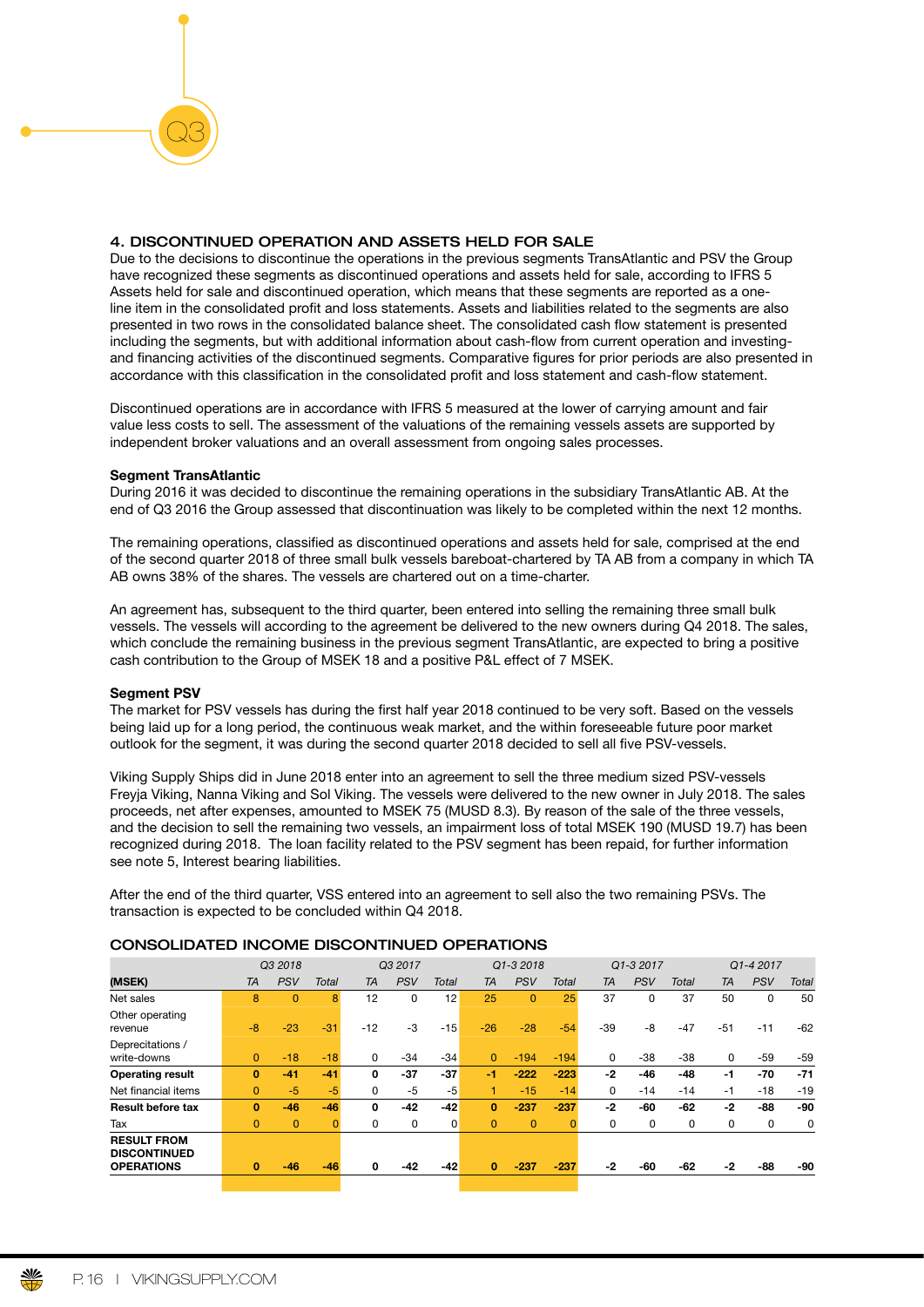## 4. DISCONTINUED OPERATION AND ASSETS HELD FOR SALE

Due to the decisions to discontinue the operations in the previous segments TransAtlantic and PSV the Group have recognized these segments as discontinued operations and assets held for sale, according to IFRS 5 Assets held for sale and discontinued operation, which means that these segments are reported as a one-line item in the consolidated profit and loss statements. Assets and liabilities related to the segments are also presented in two rows in the consolidated balance sheet. The consolidated cash flow statement is presented including the segments, but with additional information about cash-flow from current operation and investing- and financing activities of the discontinued segments. Comparative figures for prior periods are also presented in accordance with this classification in the consolidated profit and loss statement and cash-flow statement.

Discontinued operations are in accordance with IFRS 5 measured at the lower of carrying amount and fair value less costs to sell. The assessment of the valuations of the remaining vessels assets are supported by independent broker valuations and an overall assessment from ongoing sales processes.

**Segment TransAtlantic**

During 2016 it was decided to discontinue the remaining operations in the subsidiary TransAtlantic AB. At the end of Q3 2016 the Group assessed that discontinuation was likely to be completed within the next 12 months.

The remaining operations, classified as discontinued operations and assets held for sale, comprised at the end of the second quarter 2018 of three small bulk vessels bareboat-chartered by TA AB from a company in which TA AB owns 38% of the shares. The vessels are chartered out on a time-charter.

An agreement has, subsequent to the third quarter, been entered into selling the remaining three small bulk vessels. The vessels will according to the agreement be delivered to the new owners during Q4 2018. The sales, which conclude the remaining business in the previous segment TransAtlantic, are expected to bring a positive cash contribution to the Group of MSEK 18 and a positive P&L effect of 7 MSEK.

**Segment PSV**

The market for PSV vessels has during the first half year 2018 continued to be very soft. Based on the vessels being laid up for a long period, the continuous weak market, and the within foreseeable future poor market outlook for the segment, it was during the second quarter 2018 decided to sell all five PSV-vessels.

Viking Supply Ships did in June 2018 enter into an agreement to sell the three medium sized PSV-vessels Freyja Viking, Nanna Viking and Sol Viking. The vessels were delivered to the new owner in July 2018. The sales proceeds, net after expenses, amounted to MSEK 75 (MUSD 8.3). By reason of the sale of the three vessels, and the decision to sell the remaining two vessels, an impairment loss of total MSEK 190 (MUSD 19.7) has been recognized during 2018. The loan facility related to the PSV segment has been repaid, for further information see note 5, Interest bearing liabilities.

After the end of the third quarter, VSS entered into an agreement to sell also the two remaining PSVs. The transaction is expected to be concluded within Q4 2018.

### CONSOLIDATED INCOME DISCONTINUED OPERATIONS

| | *Q3 2018* | | | *Q3 2017* | | | *Q1-3 2018* | | | *Q1-3 2017* | | | *Q1-4 2017* | | |
|---|---|---|---|---|---|---|---|---|---|---|---|---|---|---|---|
| **(MSEK)** | *TA* | *PSV* | *Total* | *TA* | *PSV* | *Total* | *TA* | *PSV* | *Total* | *TA* | *PSV* | *Total* | *TA* | *PSV* | *Total* |
| Net sales | 8 | 0 | 8 | 12 | 0 | 12 | 25 | 0 | 25 | 37 | 0 | 37 | 50 | 0 | 50 |
| Other operating revenue | -8 | -23 | -31 | -12 | -3 | -15 | -26 | -28 | -54 | -39 | -8 | -47 | -51 | -11 | -62 |
| Deprecitations / write-downs | 0 | -18 | -18 | 0 | -34 | -34 | 0 | -194 | -194 | 0 | -38 | -38 | 0 | -59 | -59 |
| **Operating result** | **0** | **-41** | **-41** | **0** | **-37** | **-37** | **-1** | **-222** | **-223** | **-2** | **-46** | **-48** | **-1** | **-70** | **-71** |
| Net financial items | 0 | -5 | -5 | 0 | -5 | -5 | 1 | -15 | -14 | 0 | -14 | -14 | -1 | -18 | -19 |
| **Result before tax** | **0** | **-46** | **-46** | **0** | **-42** | **-42** | **0** | **-237** | **-237** | **-2** | **-60** | **-62** | **-2** | **-88** | **-90** |
| Tax | 0 | 0 | 0 | 0 | 0 | 0 | 0 | 0 | 0 | 0 | 0 | 0 | 0 | 0 | 0 |
| **RESULT FROM DISCONTINUED OPERATIONS** | **0** | **-46** | **-46** | **0** | **-42** | **-42** | **0** | **-237** | **-237** | **-2** | **-60** | **-62** | **-2** | **-88** | **-90** |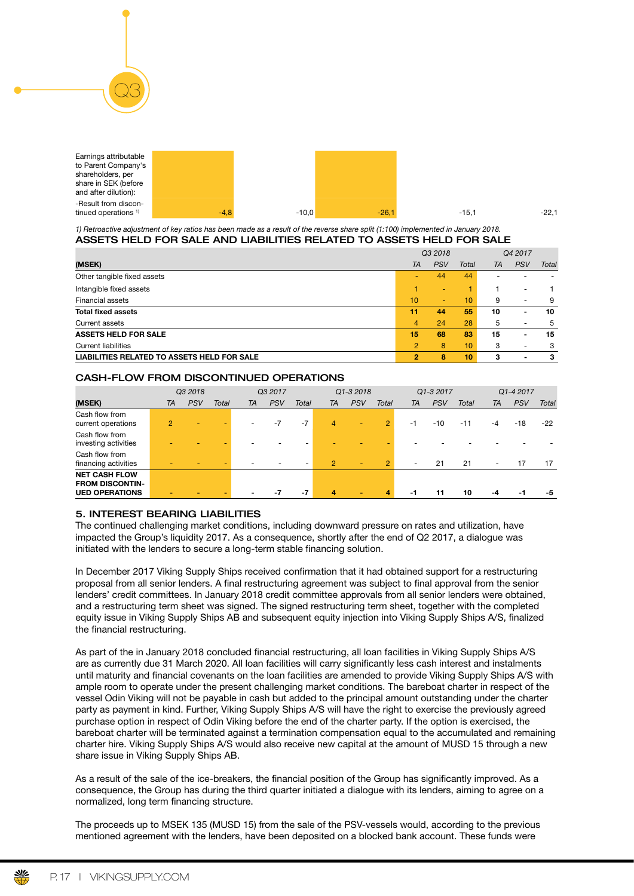| Earnings attributable to Parent Company's shareholders, per share in SEK (before and after dilution): | | | | | |
|---|---|---|---|---|---|
| -Result from discontinued operations [1] | -4,8 | -10,0 | -26,1 | -15,1 | -22,1 |

*1) Retroactive adjustment of key ratios has been made as a result of the reverse share split (1:100) implemented in January 2018.*

## ASSETS HELD FOR SALE AND LIABILITIES RELATED TO ASSETS HELD FOR SALE

| | Q3 2018 | | | Q4 2017 | | |
|---|---|---|---|---|---|---|
| **(MSEK)** | *TA* | *PSV* | *Total* | *TA* | *PSV* | *Total* |
| Other tangible fixed assets | - | 44 | 44 | - | - | - |
| Intangible fixed assets | 1 | - | 1 | 1 | - | 1 |
| Financial assets | 10 | - | 10 | 9 | - | 9 |
| **Total fixed assets** | **11** | **44** | **55** | **10** | **-** | **10** |
| Current assets | 4 | 24 | 28 | 5 | - | 5 |
| **ASSETS HELD FOR SALE** | **15** | **68** | **83** | **15** | **-** | **15** |
| Current liabilities | 2 | 8 | 10 | 3 | - | 3 |
| **LIABILITIES RELATED TO ASSETS HELD FOR SALE** | **2** | **8** | **10** | **3** | **-** | **3** |

## CASH-FLOW FROM DISCONTINUED OPERATIONS

| | Q3 2018 | | | Q3 2017 | | | Q1-3 2018 | | | Q1-3 2017 | | | Q1-4 2017 | | |
|---|---|---|---|---|---|---|---|---|---|---|---|---|---|---|---|
| **(MSEK)** | *TA* | *PSV* | *Total* | *TA* | *PSV* | *Total* | *TA* | *PSV* | *Total* | *TA* | *PSV* | *Total* | *TA* | *PSV* | *Total* |
| Cash flow from current operations | 2 | - | - | - | -7 | -7 | 4 | - | 2 | -1 | -10 | -11 | -4 | -18 | -22 |
| Cash flow from investing activities | - | - | - | - | - | - | - | - | - | - | - | - | - | - | - |
| Cash flow from financing activities | - | - | - | - | - | - | 2 | - | 2 | - | 21 | 21 | - | 17 | 17 |
| **NET CASH FLOW FROM DISCONTINUED OPERATIONS** | **-** | **-** | **-** | **-** | **-7** | **-7** | **4** | **-** | **4** | **-1** | **11** | **10** | **-4** | **-1** | **-5** |

## 5. INTEREST BEARING LIABILITIES

The continued challenging market conditions, including downward pressure on rates and utilization, have impacted the Group's liquidity 2017. As a consequence, shortly after the end of Q2 2017, a dialogue was initiated with the lenders to secure a long-term stable financing solution.

In December 2017 Viking Supply Ships received confirmation that it had obtained support for a restructuring proposal from all senior lenders. A final restructuring agreement was subject to final approval from the senior lenders' credit committees. In January 2018 credit committee approvals from all senior lenders were obtained, and a restructuring term sheet was signed. The signed restructuring term sheet, together with the completed equity issue in Viking Supply Ships AB and subsequent equity injection into Viking Supply Ships A/S, finalized the financial restructuring.

As part of the in January 2018 concluded financial restructuring, all loan facilities in Viking Supply Ships A/S are as currently due 31 March 2020. All loan facilities will carry significantly less cash interest and instalments until maturity and financial covenants on the loan facilities are amended to provide Viking Supply Ships A/S with ample room to operate under the present challenging market conditions. The bareboat charter in respect of the vessel Odin Viking will not be payable in cash but added to the principal amount outstanding under the charter party as payment in kind. Further, Viking Supply Ships A/S will have the right to exercise the previously agreed purchase option in respect of Odin Viking before the end of the charter party. If the option is exercised, the bareboat charter will be terminated against a termination compensation equal to the accumulated and remaining charter hire. Viking Supply Ships A/S would also receive new capital at the amount of MUSD 15 through a new share issue in Viking Supply Ships AB.

As a result of the sale of the ice-breakers, the financial position of the Group has significantly improved. As a consequence, the Group has during the third quarter initiated a dialogue with its lenders, aiming to agree on a normalized, long term financing structure.

The proceeds up to MSEK 135 (MUSD 15) from the sale of the PSV-vessels would, according to the previous mentioned agreement with the lenders, have been deposited on a blocked bank account. These funds were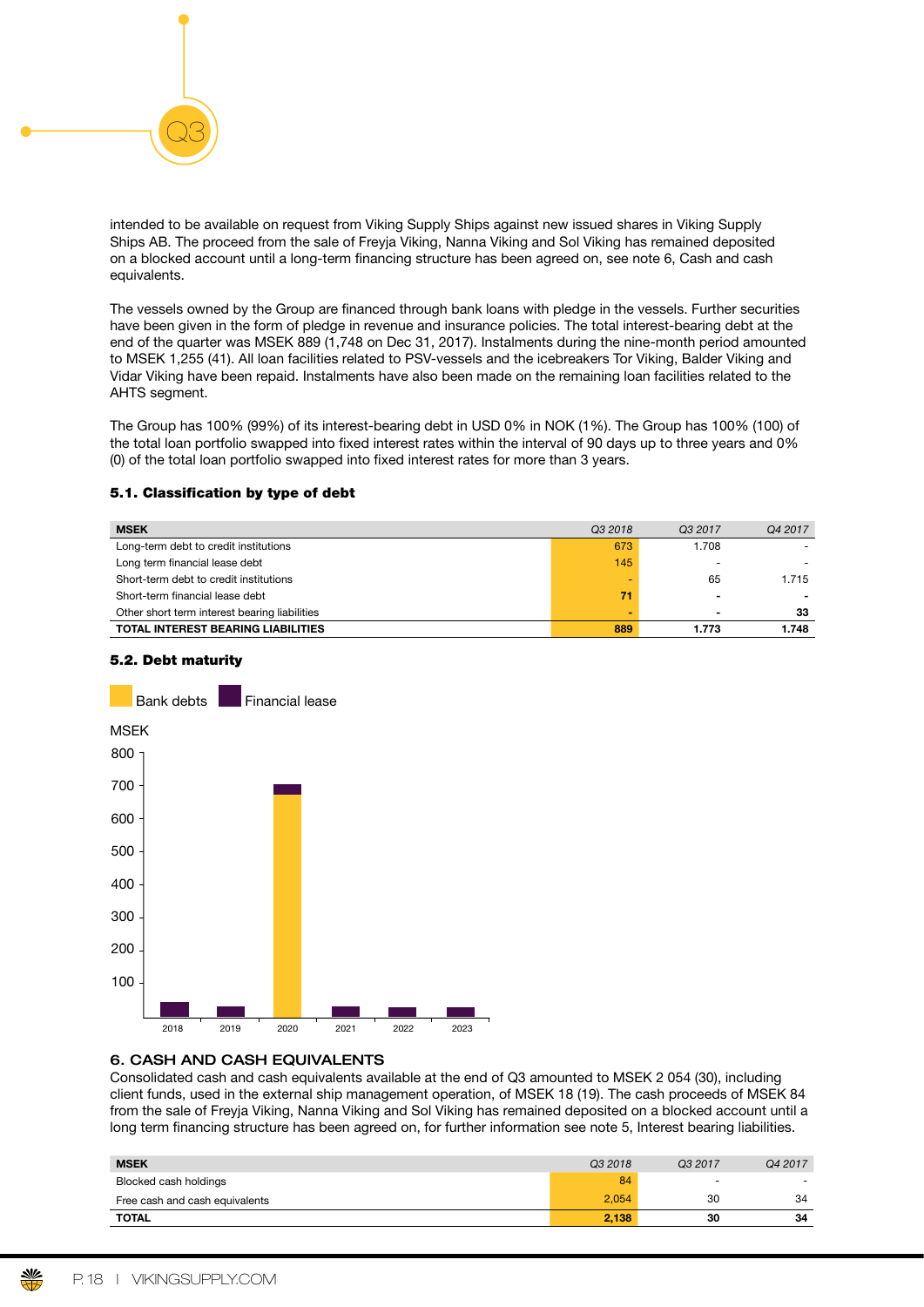intended to be available on request from Viking Supply Ships against new issued shares in Viking Supply Ships AB. The proceed from the sale of Freyja Viking, Nanna Viking and Sol Viking has remained deposited on a blocked account until a long-term financing structure has been agreed on, see note 6, Cash and cash equivalents.

The vessels owned by the Group are financed through bank loans with pledge in the vessels. Further securities have been given in the form of pledge in revenue and insurance policies. The total interest-bearing debt at the end of the quarter was MSEK 889 (1,748 on Dec 31, 2017). Instalments during the nine-month period amounted to MSEK 1,255 (41). All loan facilities related to PSV-vessels and the icebreakers Tor Viking, Balder Viking and Vidar Viking have been repaid. Instalments have also been made on the remaining loan facilities related to the AHTS segment.

The Group has 100% (99%) of its interest-bearing debt in USD 0% in NOK (1%). The Group has 100% (100) of the total loan portfolio swapped into fixed interest rates within the interval of 90 days up to three years and 0% (0) of the total loan portfolio swapped into fixed interest rates for more than 3 years.

### 5.1. Classification by type of debt

| MSEK | Q3 2018 | Q3 2017 | Q4 2017 |
|---|---|---|---|
| Long-term debt to credit institutions | 673 | 1.708 | - |
| Long term financial lease debt | 145 | - | - |
| Short-term debt to credit institutions | - | 65 | 1.715 |
| Short-term financial lease debt | **71** | **-** | **-** |
| Other short term interest bearing liabilities | **-** | **-** | **33** |
| **TOTAL INTEREST BEARING LIABILITIES** | **889** | **1.773** | **1.748** |

### 5.2. Debt maturity

Bank debts | Financial lease

MSEK

| Year | Bank debts | Financial lease |
|---|---|---|
| 2018 | | ~45 |
| 2019 | | ~30 |
| 2020 | ~673 | ~30 |
| 2021 | | ~30 |
| 2022 | | ~30 |
| 2023 | | ~30 |

## 6. CASH AND CASH EQUIVALENTS

Consolidated cash and cash equivalents available at the end of Q3 amounted to MSEK 2 054 (30), including client funds, used in the external ship management operation, of MSEK 18 (19). The cash proceeds of MSEK 84 from the sale of Freyja Viking, Nanna Viking and Sol Viking has remained deposited on a blocked account until a long term financing structure has been agreed on, for further information see note 5, Interest bearing liabilities.

| MSEK | Q3 2018 | Q3 2017 | Q4 2017 |
|---|---|---|---|
| Blocked cash holdings | 84 | - | - |
| Free cash and cash equivalents | 2,054 | 30 | 34 |
| **TOTAL** | **2,138** | **30** | **34** |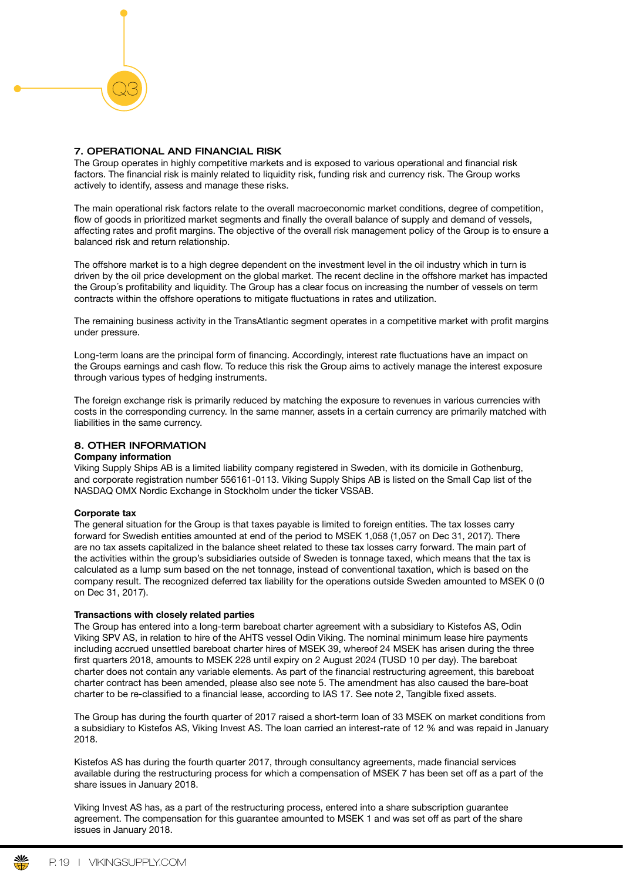## 7. OPERATIONAL AND FINANCIAL RISK

The Group operates in highly competitive markets and is exposed to various operational and financial risk factors. The financial risk is mainly related to liquidity risk, funding risk and currency risk. The Group works actively to identify, assess and manage these risks.

The main operational risk factors relate to the overall macroeconomic market conditions, degree of competition, flow of goods in prioritized market segments and finally the overall balance of supply and demand of vessels, affecting rates and profit margins. The objective of the overall risk management policy of the Group is to ensure a balanced risk and return relationship.

The offshore market is to a high degree dependent on the investment level in the oil industry which in turn is driven by the oil price development on the global market. The recent decline in the offshore market has impacted the Group´s profitability and liquidity. The Group has a clear focus on increasing the number of vessels on term contracts within the offshore operations to mitigate fluctuations in rates and utilization.

The remaining business activity in the TransAtlantic segment operates in a competitive market with profit margins under pressure.

Long-term loans are the principal form of financing. Accordingly, interest rate fluctuations have an impact on the Groups earnings and cash flow. To reduce this risk the Group aims to actively manage the interest exposure through various types of hedging instruments.

The foreign exchange risk is primarily reduced by matching the exposure to revenues in various currencies with costs in the corresponding currency. In the same manner, assets in a certain currency are primarily matched with liabilities in the same currency.

## 8. OTHER INFORMATION

**Company information**

Viking Supply Ships AB is a limited liability company registered in Sweden, with its domicile in Gothenburg, and corporate registration number 556161-0113. Viking Supply Ships AB is listed on the Small Cap list of the NASDAQ OMX Nordic Exchange in Stockholm under the ticker VSSAB.

**Corporate tax**

The general situation for the Group is that taxes payable is limited to foreign entities. The tax losses carry forward for Swedish entities amounted at end of the period to MSEK 1,058 (1,057 on Dec 31, 2017). There are no tax assets capitalized in the balance sheet related to these tax losses carry forward. The main part of the activities within the group's subsidiaries outside of Sweden is tonnage taxed, which means that the tax is calculated as a lump sum based on the net tonnage, instead of conventional taxation, which is based on the company result. The recognized deferred tax liability for the operations outside Sweden amounted to MSEK 0 (0 on Dec 31, 2017).

**Transactions with closely related parties**

The Group has entered into a long-term bareboat charter agreement with a subsidiary to Kistefos AS, Odin Viking SPV AS, in relation to hire of the AHTS vessel Odin Viking. The nominal minimum lease hire payments including accrued unsettled bareboat charter hires of MSEK 39, whereof 24 MSEK has arisen during the three first quarters 2018, amounts to MSEK 228 until expiry on 2 August 2024 (TUSD 10 per day). The bareboat charter does not contain any variable elements. As part of the financial restructuring agreement, this bareboat charter contract has been amended, please also see note 5. The amendment has also caused the bare-boat charter to be re-classified to a financial lease, according to IAS 17. See note 2, Tangible fixed assets.

The Group has during the fourth quarter of 2017 raised a short-term loan of 33 MSEK on market conditions from a subsidiary to Kistefos AS, Viking Invest AS. The loan carried an interest-rate of 12 % and was repaid in January 2018.

Kistefos AS has during the fourth quarter 2017, through consultancy agreements, made financial services available during the restructuring process for which a compensation of MSEK 7 has been set off as a part of the share issues in January 2018.

Viking Invest AS has, as a part of the restructuring process, entered into a share subscription guarantee agreement. The compensation for this guarantee amounted to MSEK 1 and was set off as part of the share issues in January 2018.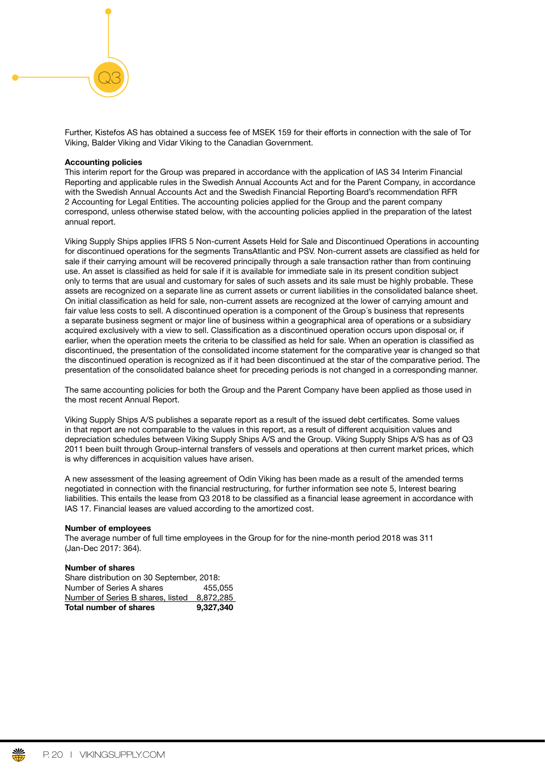Further, Kistefos AS has obtained a success fee of MSEK 159 for their efforts in connection with the sale of Tor Viking, Balder Viking and Vidar Viking to the Canadian Government.

**Accounting policies**

This interim report for the Group was prepared in accordance with the application of IAS 34 Interim Financial Reporting and applicable rules in the Swedish Annual Accounts Act and for the Parent Company, in accordance with the Swedish Annual Accounts Act and the Swedish Financial Reporting Board's recommendation RFR 2 Accounting for Legal Entities. The accounting policies applied for the Group and the parent company correspond, unless otherwise stated below, with the accounting policies applied in the preparation of the latest annual report.

Viking Supply Ships applies IFRS 5 Non-current Assets Held for Sale and Discontinued Operations in accounting for discontinued operations for the segments TransAtlantic and PSV. Non-current assets are classified as held for sale if their carrying amount will be recovered principally through a sale transaction rather than from continuing use. An asset is classified as held for sale if it is available for immediate sale in its present condition subject only to terms that are usual and customary for sales of such assets and its sale must be highly probable. These assets are recognized on a separate line as current assets or current liabilities in the consolidated balance sheet. On initial classification as held for sale, non-current assets are recognized at the lower of carrying amount and fair value less costs to sell. A discontinued operation is a component of the Group´s business that represents a separate business segment or major line of business within a geographical area of operations or a subsidiary acquired exclusively with a view to sell. Classification as a discontinued operation occurs upon disposal or, if earlier, when the operation meets the criteria to be classified as held for sale. When an operation is classified as discontinued, the presentation of the consolidated income statement for the comparative year is changed so that the discontinued operation is recognized as if it had been discontinued at the star of the comparative period. The presentation of the consolidated balance sheet for preceding periods is not changed in a corresponding manner.

The same accounting policies for both the Group and the Parent Company have been applied as those used in the most recent Annual Report.

Viking Supply Ships A/S publishes a separate report as a result of the issued debt certificates. Some values in that report are not comparable to the values in this report, as a result of different acquisition values and depreciation schedules between Viking Supply Ships A/S and the Group. Viking Supply Ships A/S has as of Q3 2011 been built through Group-internal transfers of vessels and operations at then current market prices, which is why differences in acquisition values have arisen.

A new assessment of the leasing agreement of Odin Viking has been made as a result of the amended terms negotiated in connection with the financial restructuring, for further information see note 5, Interest bearing liabilities. This entails the lease from Q3 2018 to be classified as a financial lease agreement in accordance with IAS 17. Financial leases are valued according to the amortized cost.

**Number of employees**

The average number of full time employees in the Group for for the nine-month period 2018 was 311 (Jan-Dec 2017: 364).

**Number of shares**

Share distribution on 30 September, 2018:

| | |
|---|---|
| Number of Series A shares | 455,055 |
| Number of Series B shares, listed | 8,872,285 |
| **Total number of shares** | **9,327,340** |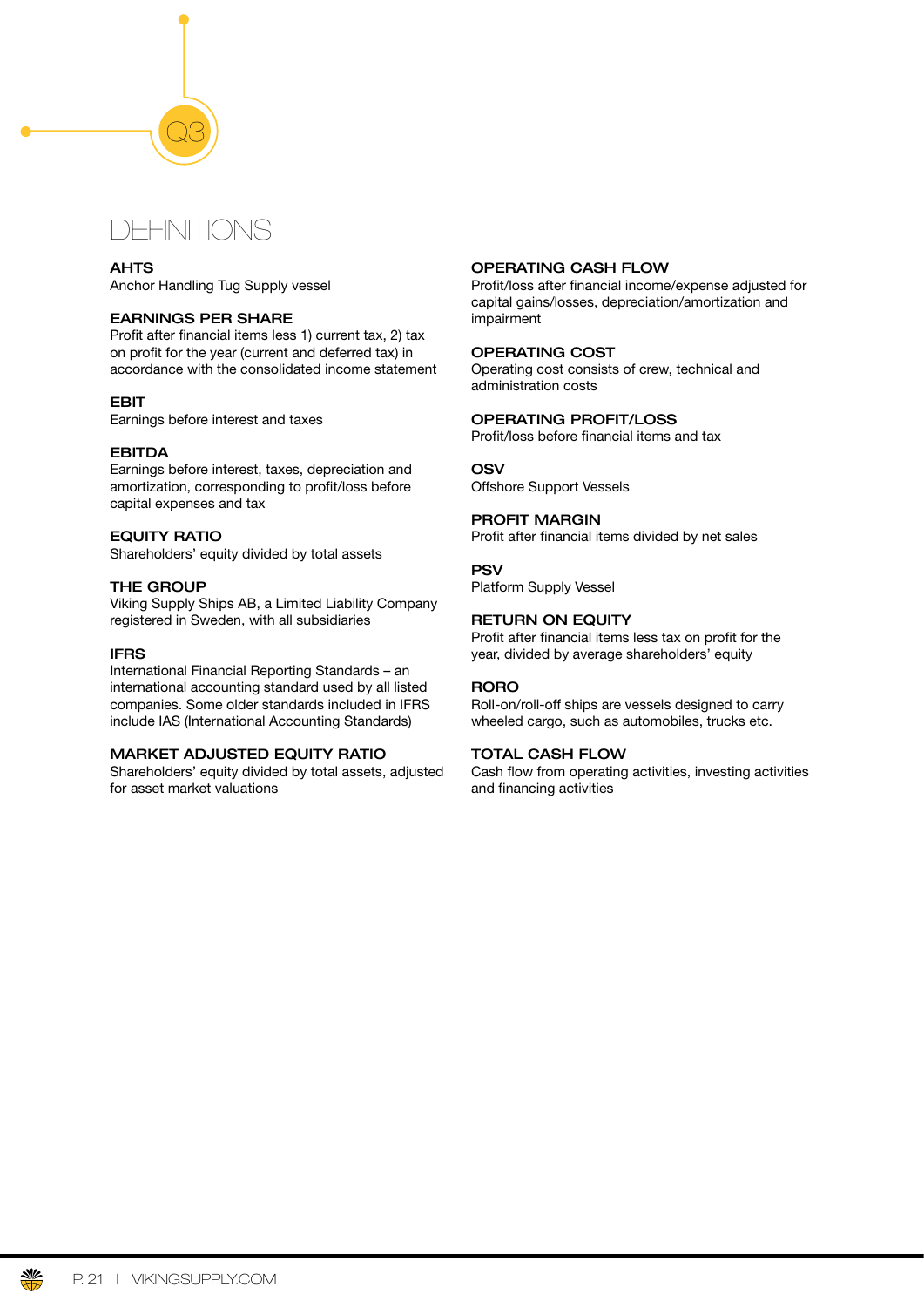Q3

# DEFINITIONS

**AHTS**
Anchor Handling Tug Supply vessel

**EARNINGS PER SHARE**
Profit after financial items less 1) current tax, 2) tax on profit for the year (current and deferred tax) in accordance with the consolidated income statement

**EBIT**
Earnings before interest and taxes

**EBITDA**
Earnings before interest, taxes, depreciation and amortization, corresponding to profit/loss before capital expenses and tax

**EQUITY RATIO**
Shareholders' equity divided by total assets

**THE GROUP**
Viking Supply Ships AB, a Limited Liability Company registered in Sweden, with all subsidiaries

**IFRS**
International Financial Reporting Standards – an international accounting standard used by all listed companies. Some older standards included in IFRS include IAS (International Accounting Standards)

**MARKET ADJUSTED EQUITY RATIO**
Shareholders' equity divided by total assets, adjusted for asset market valuations

**OPERATING CASH FLOW**
Profit/loss after financial income/expense adjusted for capital gains/losses, depreciation/amortization and impairment

**OPERATING COST**
Operating cost consists of crew, technical and administration costs

**OPERATING PROFIT/LOSS**
Profit/loss before financial items and tax

**OSV**
Offshore Support Vessels

**PROFIT MARGIN**
Profit after financial items divided by net sales

**PSV**
Platform Supply Vessel

**RETURN ON EQUITY**
Profit after financial items less tax on profit for the year, divided by average shareholders' equity

**RORO**
Roll-on/roll-off ships are vessels designed to carry wheeled cargo, such as automobiles, trucks etc.

**TOTAL CASH FLOW**
Cash flow from operating activities, investing activities and financing activities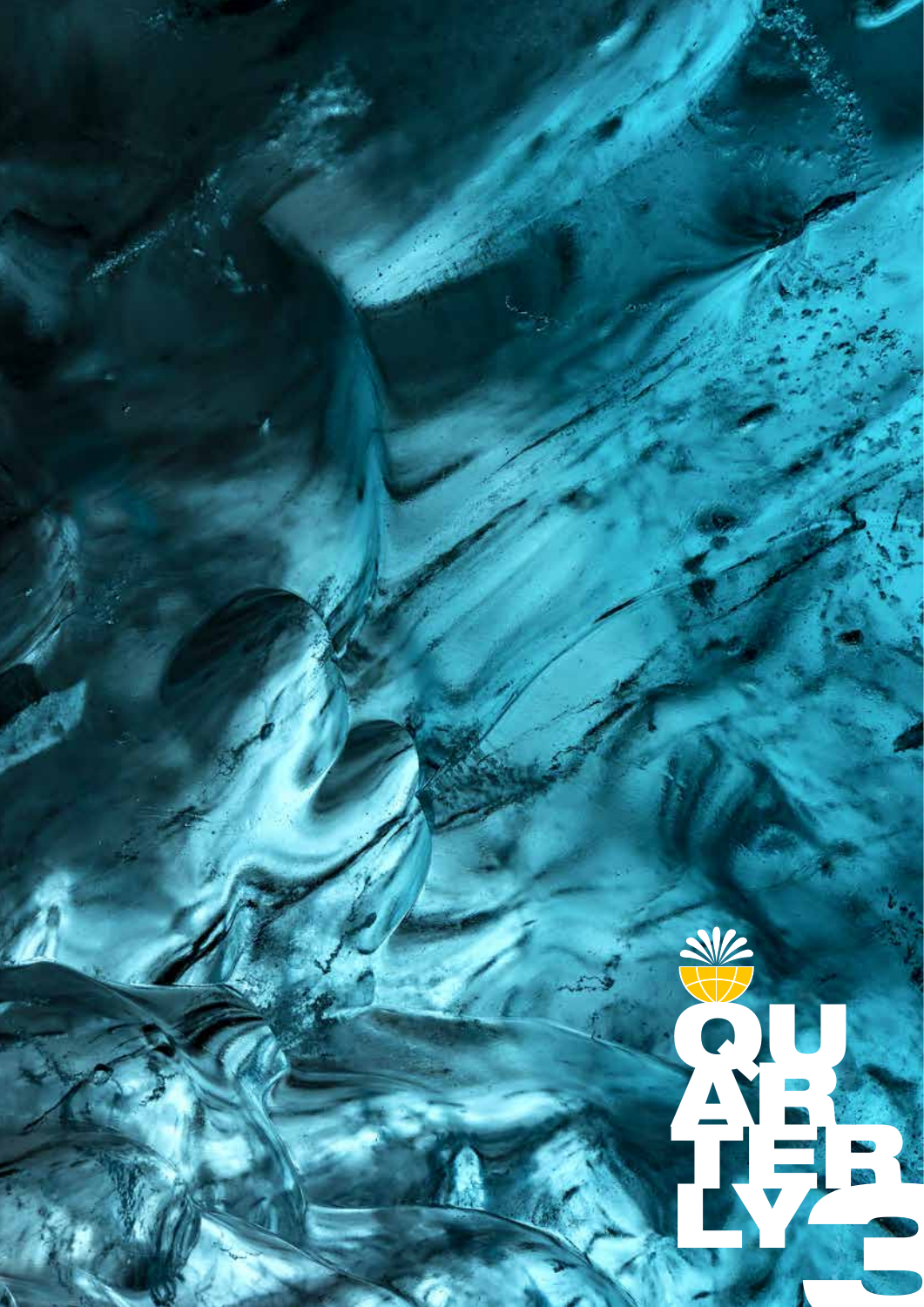QU
AR
TER
LY
3